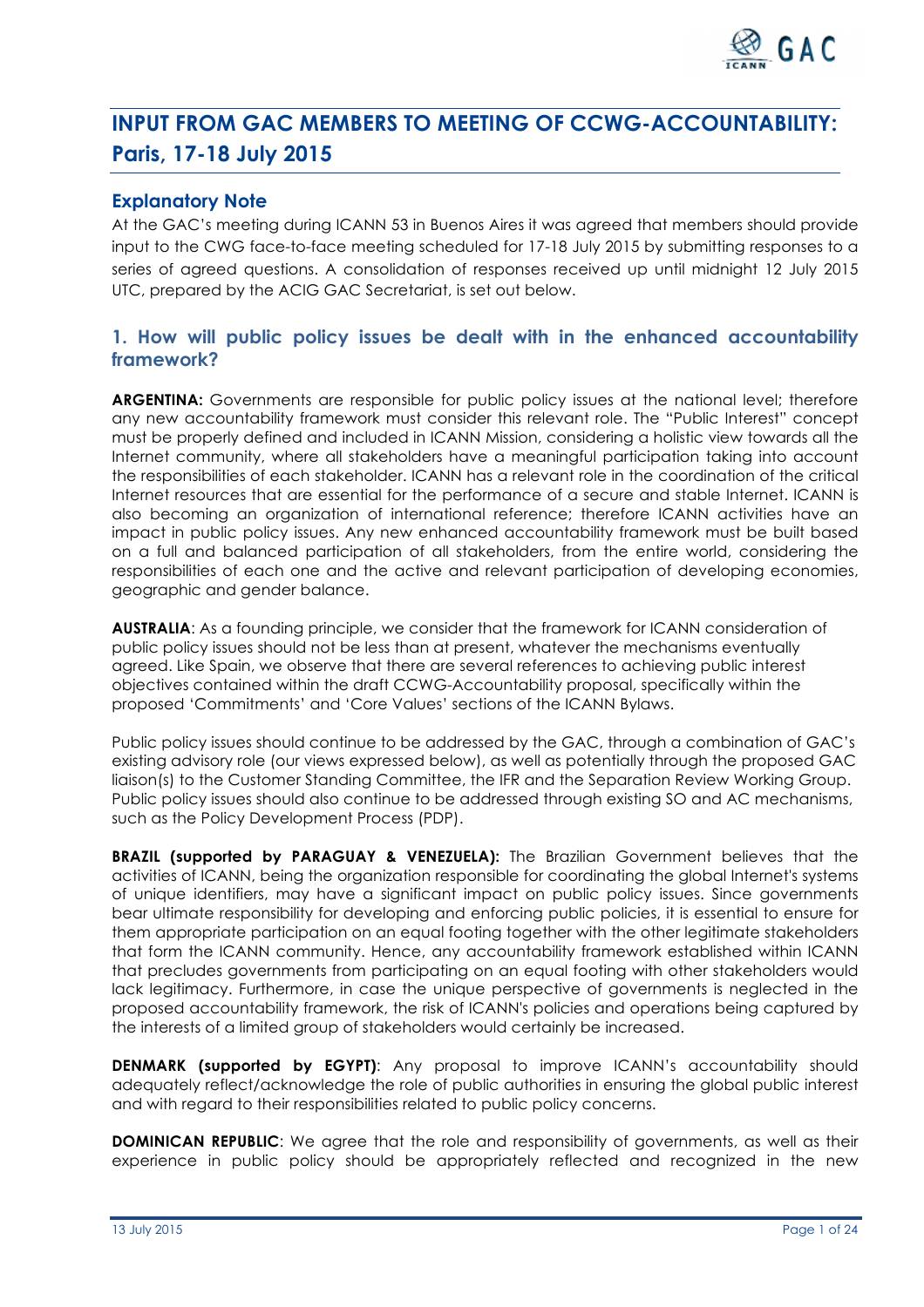# INPUT FROM GAC MEMBERS TO MEETING OF CCWG-ACCOUNTABILITY: Paris, 17-18 July 2015

## Explanatory Note

At the GAC's meeting during ICANN 53 in Buenos Aires it was agreed that members should provide input to the CWG face-to-face meeting scheduled for 17-18 July 2015 by submitting responses to a series of agreed questions. A consolidation of responses received up until midnight 12 July 2015 UTC, prepared by the ACIG GAC Secretariat, is set out below.

## 1. How will public policy issues be dealt with in the enhanced accountability framework?

**ARGENTINA:** Governments are responsible for public policy issues at the national level; therefore any new accountability framework must consider this relevant role. The "Public Interest" concept must be properly defined and included in ICANN Mission, considering a holistic view towards all the Internet community, where all stakeholders have a meaningful participation taking into account the responsibilities of each stakeholder. ICANN has a relevant role in the coordination of the critical Internet resources that are essential for the performance of a secure and stable Internet. ICANN is also becoming an organization of international reference; therefore ICANN activities have an impact in public policy issues. Any new enhanced accountability framework must be built based on a full and balanced participation of all stakeholders, from the entire world, considering the responsibilities of each one and the active and relevant participation of developing economies, geographic and gender balance.

**AUSTRALIA**: As a founding principle, we consider that the framework for ICANN consideration of public policy issues should not be less than at present, whatever the mechanisms eventually agreed. Like Spain, we observe that there are several references to achieving public interest objectives contained within the draft CCWG-Accountability proposal, specifically within the proposed 'Commitments' and 'Core Values' sections of the ICANN Bylaws.

Public policy issues should continue to be addressed by the GAC, through a combination of GAC's existing advisory role (our views expressed below), as well as potentially through the proposed GAC liaison(s) to the Customer Standing Committee, the IFR and the Separation Review Working Group. Public policy issues should also continue to be addressed through existing SO and AC mechanisms, such as the Policy Development Process (PDP).

**BRAZIL (supported by PARAGUAY & VENEZUELA):** The Brazilian Government believes that the activities of ICANN, being the organization responsible for coordinating the global Internet's systems of unique identifiers, may have a significant impact on public policy issues. Since governments bear ultimate responsibility for developing and enforcing public policies, it is essential to ensure for them appropriate participation on an equal footing together with the other legitimate stakeholders that form the ICANN community. Hence, any accountability framework established within ICANN that precludes governments from participating on an equal footing with other stakeholders would lack legitimacy. Furthermore, in case the unique perspective of governments is neglected in the proposed accountability framework, the risk of ICANN's policies and operations being captured by the interests of a limited group of stakeholders would certainly be increased.

**DENMARK (supported by EGYPT)**: Any proposal to improve ICANN's accountability should adequately reflect/acknowledge the role of public authorities in ensuring the global public interest and with regard to their responsibilities related to public policy concerns.

**DOMINICAN REPUBLIC**: We agree that the role and responsibility of governments, as well as their experience in public policy should be appropriately reflected and recognized in the new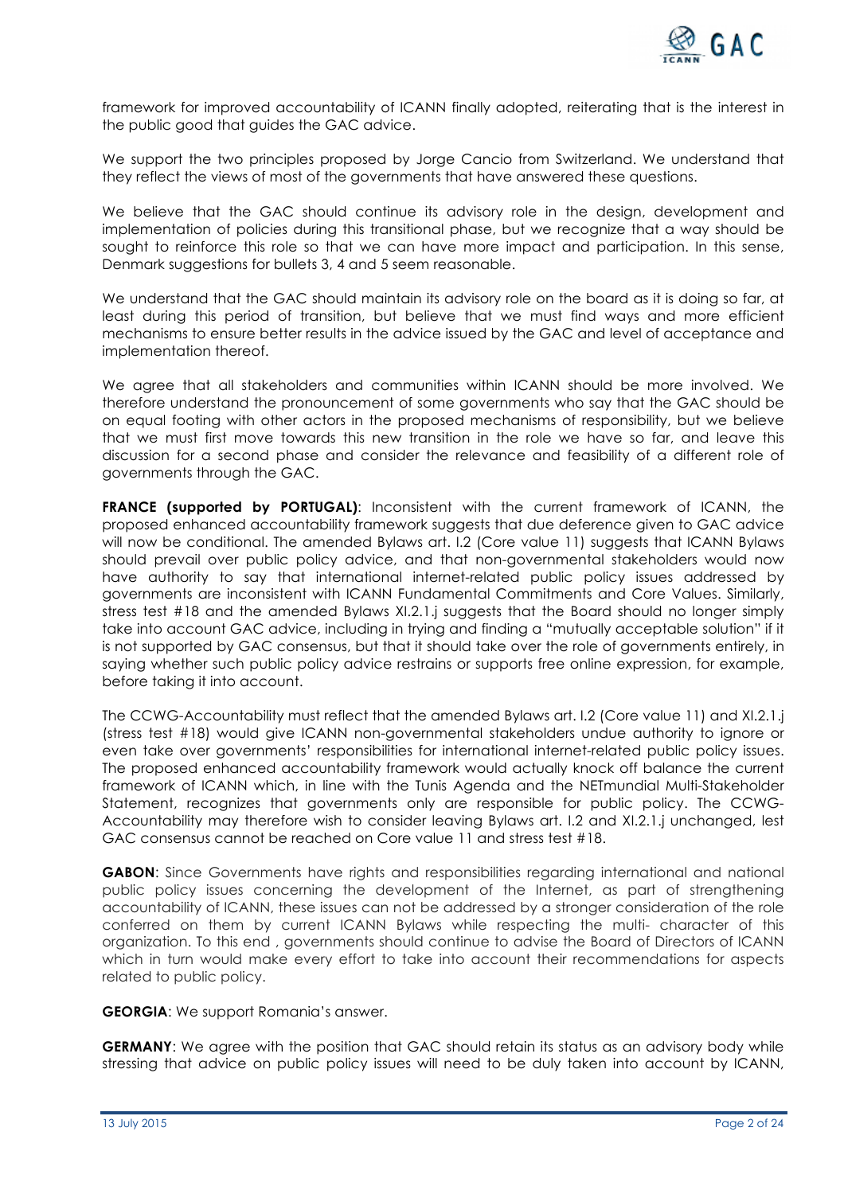framework for improved accountability of ICANN finally adopted, reiterating that is the interest in the public good that guides the GAC advice.

We support the two principles proposed by Jorge Cancio from Switzerland. We understand that they reflect the views of most of the governments that have answered these questions.

We believe that the GAC should continue its advisory role in the design, development and implementation of policies during this transitional phase, but we recognize that a way should be sought to reinforce this role so that we can have more impact and participation. In this sense, Denmark suggestions for bullets 3, 4 and 5 seem reasonable.

We understand that the GAC should maintain its advisory role on the board as it is doing so far, at least during this period of transition, but believe that we must find ways and more efficient mechanisms to ensure better results in the advice issued by the GAC and level of acceptance and implementation thereof.

We agree that all stakeholders and communities within ICANN should be more involved. We therefore understand the pronouncement of some governments who say that the GAC should be on equal footing with other actors in the proposed mechanisms of responsibility, but we believe that we must first move towards this new transition in the role we have so far, and leave this discussion for a second phase and consider the relevance and feasibility of a different role of governments through the GAC.

**FRANCE (supported by PORTUGAL)**: Inconsistent with the current framework of ICANN, the proposed enhanced accountability framework suggests that due deference given to GAC advice will now be conditional. The amended Bylaws art. I.2 (Core value 11) suggests that ICANN Bylaws should prevail over public policy advice, and that non-governmental stakeholders would now have authority to say that international internet-related public policy issues addressed by governments are inconsistent with ICANN Fundamental Commitments and Core Values. Similarly, stress test #18 and the amended Bylaws XI.2.1.j suggests that the Board should no longer simply take into account GAC advice, including in trying and finding a "mutually acceptable solution" if it is not supported by GAC consensus, but that it should take over the role of governments entirely, in saying whether such public policy advice restrains or supports free online expression, for example, before taking it into account.

The CCWG-Accountability must reflect that the amended Bylaws art. I.2 (Core value 11) and XI.2.1.j (stress test #18) would give ICANN non-governmental stakeholders undue authority to ignore or even take over governments' responsibilities for international internet-related public policy issues. The proposed enhanced accountability framework would actually knock off balance the current framework of ICANN, in line with the Tunis Agenda and the NETmundial Multi-Stakeholder Statement, recognizes that governments only are responsible for public policy. The CCWG-Accountability may therefore wish to consider leaving Bylaws art. I.2 and XI.2.1.j unchanged, lest GAC consensus cannot be reached on Core value 11 and stress test #18.

**GABON**: Since Governments have rights and responsibilities regarding international and national public policy issues concerning the development of the Internet, as part of strengthening accountability of ICANN, these issues can not be addressed by a stronger consideration of the role conferred on them by current ICANN Bylaws while respecting the multi- character of this organization. To this end , governments should continue to advise the Board of Directors of ICANN which in turn would make every effort to take into account their recommendations for aspects related to public policy.

**GEORGIA**: We support Romania's answer.

**GERMANY**: We agree with the position that GAC should retain its status as an advisory body while stressing that advice on public policy issues will need to be duly taken into account by ICANN,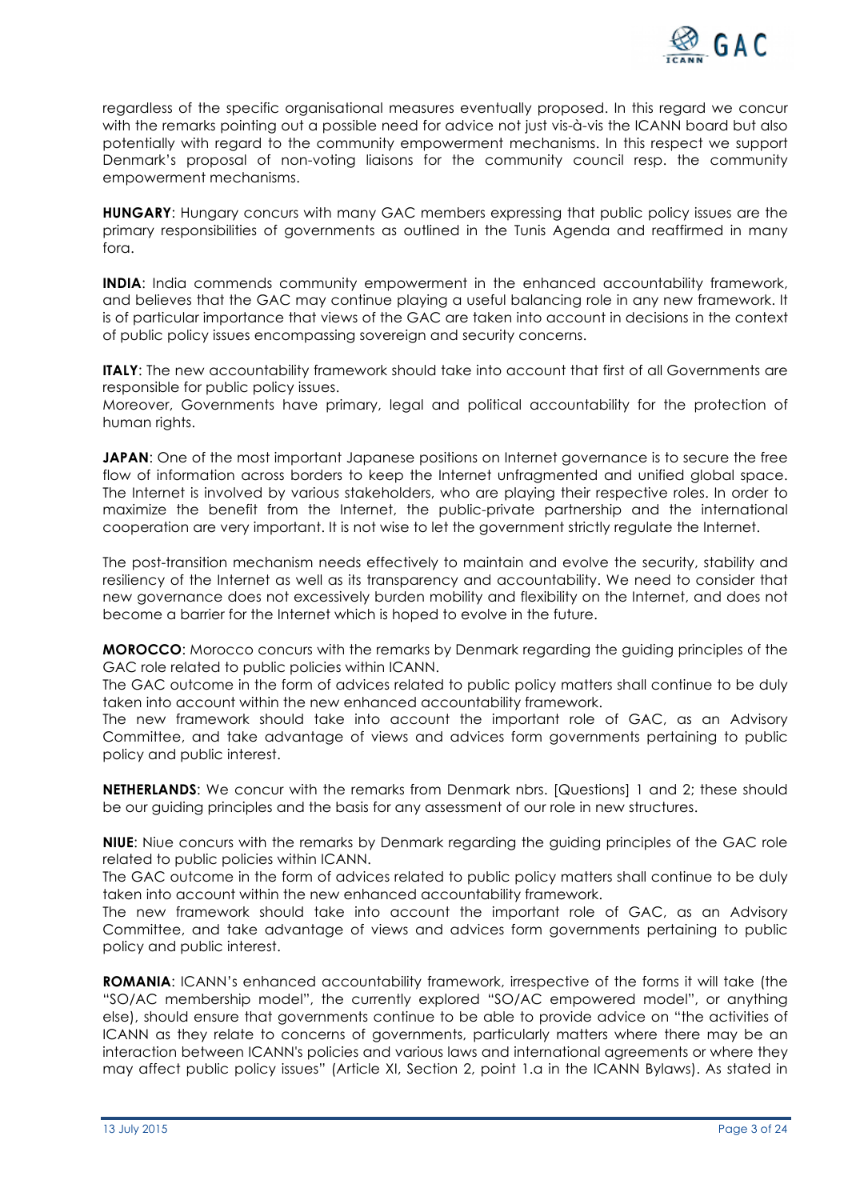regardless of the specific organisational measures eventually proposed. In this regard we concur with the remarks pointing out a possible need for advice not just vis-à-vis the ICANN board but also potentially with regard to the community empowerment mechanisms. In this respect we support Denmark's proposal of non-voting liaisons for the community council resp. the community empowerment mechanisms.

**HUNGARY**: Hungary concurs with many GAC members expressing that public policy issues are the primary responsibilities of governments as outlined in the Tunis Agenda and reaffirmed in many fora.

**INDIA**: India commends community empowerment in the enhanced accountability framework, and believes that the GAC may continue playing a useful balancing role in any new framework. It is of particular importance that views of the GAC are taken into account in decisions in the context of public policy issues encompassing sovereign and security concerns.

**ITALY**: The new accountability framework should take into account that first of all Governments are responsible for public policy issues.
Moreover, Governments have primary, legal and political accountability for the protection of human rights.

**JAPAN**: One of the most important Japanese positions on Internet governance is to secure the free flow of information across borders to keep the Internet unfragmented and unified global space. The Internet is involved by various stakeholders, who are playing their respective roles. In order to maximize the benefit from the Internet, the public-private partnership and the international cooperation are very important. It is not wise to let the government strictly regulate the Internet.

The post-transition mechanism needs effectively to maintain and evolve the security, stability and resiliency of the Internet as well as its transparency and accountability. We need to consider that new governance does not excessively burden mobility and flexibility on the Internet, and does not become a barrier for the Internet which is hoped to evolve in the future.

**MOROCCO**: Morocco concurs with the remarks by Denmark regarding the guiding principles of the GAC role related to public policies within ICANN.
The GAC outcome in the form of advices related to public policy matters shall continue to be duly taken into account within the new enhanced accountability framework.
The new framework should take into account the important role of GAC, as an Advisory Committee, and take advantage of views and advices form governments pertaining to public policy and public interest.

**NETHERLANDS**: We concur with the remarks from Denmark nbrs. [Questions] 1 and 2; these should be our guiding principles and the basis for any assessment of our role in new structures.

**NIUE**: Niue concurs with the remarks by Denmark regarding the guiding principles of the GAC role related to public policies within ICANN.
The GAC outcome in the form of advices related to public policy matters shall continue to be duly taken into account within the new enhanced accountability framework.
The new framework should take into account the important role of GAC, as an Advisory Committee, and take advantage of views and advices form governments pertaining to public policy and public interest.

**ROMANIA**: ICANN's enhanced accountability framework, irrespective of the forms it will take (the "SO/AC membership model", the currently explored "SO/AC empowered model", or anything else), should ensure that governments continue to be able to provide advice on "the activities of ICANN as they relate to concerns of governments, particularly matters where there may be an interaction between ICANN's policies and various laws and international agreements or where they may affect public policy issues" (Article XI, Section 2, point 1.a in the ICANN Bylaws). As stated in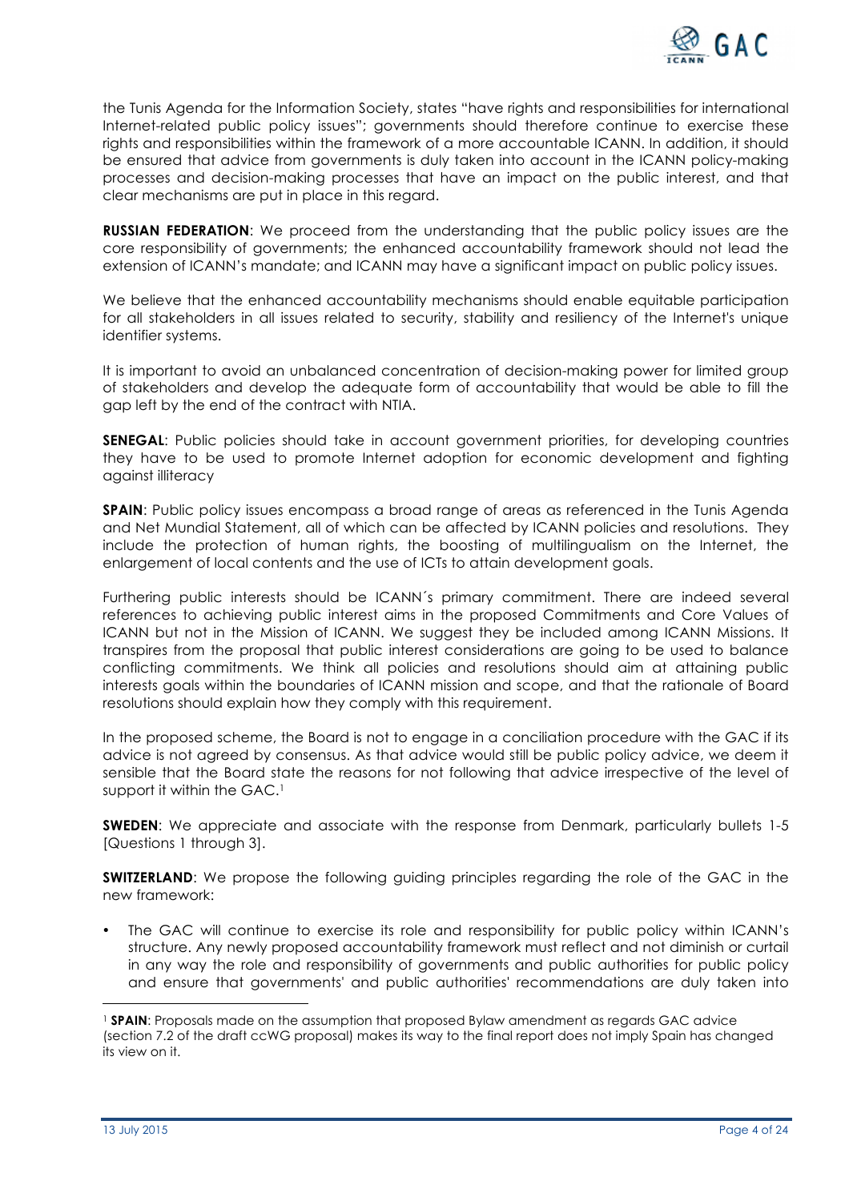the Tunis Agenda for the Information Society, states "have rights and responsibilities for international Internet-related public policy issues"; governments should therefore continue to exercise these rights and responsibilities within the framework of a more accountable ICANN. In addition, it should be ensured that advice from governments is duly taken into account in the ICANN policy-making processes and decision-making processes that have an impact on the public interest, and that clear mechanisms are put in place in this regard.

**RUSSIAN FEDERATION**: We proceed from the understanding that the public policy issues are the core responsibility of governments; the enhanced accountability framework should not lead the extension of ICANN's mandate; and ICANN may have a significant impact on public policy issues.

We believe that the enhanced accountability mechanisms should enable equitable participation for all stakeholders in all issues related to security, stability and resiliency of the Internet's unique identifier systems.

It is important to avoid an unbalanced concentration of decision-making power for limited group of stakeholders and develop the adequate form of accountability that would be able to fill the gap left by the end of the contract with NTIA.

**SENEGAL**: Public policies should take in account government priorities, for developing countries they have to be used to promote Internet adoption for economic development and fighting against illiteracy

**SPAIN**: Public policy issues encompass a broad range of areas as referenced in the Tunis Agenda and Net Mundial Statement, all of which can be affected by ICANN policies and resolutions. They include the protection of human rights, the boosting of multilingualism on the Internet, the enlargement of local contents and the use of ICTs to attain development goals.

Furthering public interests should be ICANN´s primary commitment. There are indeed several references to achieving public interest aims in the proposed Commitments and Core Values of ICANN but not in the Mission of ICANN. We suggest they be included among ICANN Missions. It transpires from the proposal that public interest considerations are going to be used to balance conflicting commitments. We think all policies and resolutions should aim at attaining public interests goals within the boundaries of ICANN mission and scope, and that the rationale of Board resolutions should explain how they comply with this requirement.

In the proposed scheme, the Board is not to engage in a conciliation procedure with the GAC if its advice is not agreed by consensus. As that advice would still be public policy advice, we deem it sensible that the Board state the reasons for not following that advice irrespective of the level of support it within the GAC.[1]

**SWEDEN**: We appreciate and associate with the response from Denmark, particularly bullets 1-5 [Questions 1 through 3].

**SWITZERLAND**: We propose the following guiding principles regarding the role of the GAC in the new framework:

- The GAC will continue to exercise its role and responsibility for public policy within ICANN's structure. Any newly proposed accountability framework must reflect and not diminish or curtail in any way the role and responsibility of governments and public authorities for public policy and ensure that governments' and public authorities' recommendations are duly taken into

[1] **SPAIN**: Proposals made on the assumption that proposed Bylaw amendment as regards GAC advice (section 7.2 of the draft ccWG proposal) makes its way to the final report does not imply Spain has changed its view on it.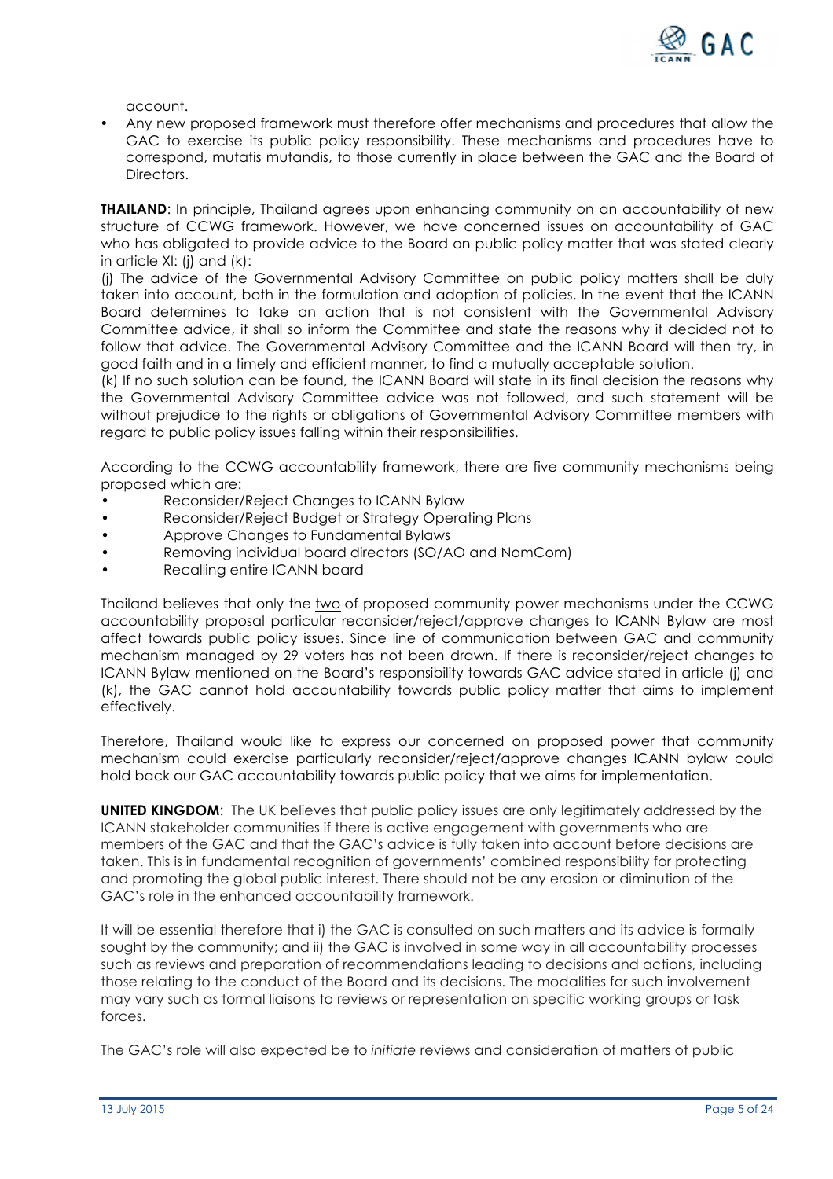account.

- Any new proposed framework must therefore offer mechanisms and procedures that allow the GAC to exercise its public policy responsibility. These mechanisms and procedures have to correspond, mutatis mutandis, to those currently in place between the GAC and the Board of Directors.

**THAILAND**: In principle, Thailand agrees upon enhancing community on an accountability of new structure of CCWG framework. However, we have concerned issues on accountability of GAC who has obligated to provide advice to the Board on public policy matter that was stated clearly in article XI: (j) and (k):

(j) The advice of the Governmental Advisory Committee on public policy matters shall be duly taken into account, both in the formulation and adoption of policies. In the event that the ICANN Board determines to take an action that is not consistent with the Governmental Advisory Committee advice, it shall so inform the Committee and state the reasons why it decided not to follow that advice. The Governmental Advisory Committee and the ICANN Board will then try, in good faith and in a timely and efficient manner, to find a mutually acceptable solution.

(k) If no such solution can be found, the ICANN Board will state in its final decision the reasons why the Governmental Advisory Committee advice was not followed, and such statement will be without prejudice to the rights or obligations of Governmental Advisory Committee members with regard to public policy issues falling within their responsibilities.

According to the CCWG accountability framework, there are five community mechanisms being proposed which are:

- Reconsider/Reject Changes to ICANN Bylaw
- Reconsider/Reject Budget or Strategy Operating Plans
- Approve Changes to Fundamental Bylaws
- Removing individual board directors (SO/AO and NomCom)
- Recalling entire ICANN board

Thailand believes that only the <u>two</u> of proposed community power mechanisms under the CCWG accountability proposal particular reconsider/reject/approve changes to ICANN Bylaw are most affect towards public policy issues. Since line of communication between GAC and community mechanism managed by 29 voters has not been drawn. If there is reconsider/reject changes to ICANN Bylaw mentioned on the Board's responsibility towards GAC advice stated in article (j) and (k), the GAC cannot hold accountability towards public policy matter that aims to implement effectively.

Therefore, Thailand would like to express our concerned on proposed power that community mechanism could exercise particularly reconsider/reject/approve changes ICANN bylaw could hold back our GAC accountability towards public policy that we aims for implementation.

**UNITED KINGDOM**: The UK believes that public policy issues are only legitimately addressed by the ICANN stakeholder communities if there is active engagement with governments who are members of the GAC and that the GAC's advice is fully taken into account before decisions are taken. This is in fundamental recognition of governments' combined responsibility for protecting and promoting the global public interest. There should not be any erosion or diminution of the GAC's role in the enhanced accountability framework.

It will be essential therefore that i) the GAC is consulted on such matters and its advice is formally sought by the community; and ii) the GAC is involved in some way in all accountability processes such as reviews and preparation of recommendations leading to decisions and actions, including those relating to the conduct of the Board and its decisions. The modalities for such involvement may vary such as formal liaisons to reviews or representation on specific working groups or task forces.

The GAC's role will also expected be to *initiate* reviews and consideration of matters of public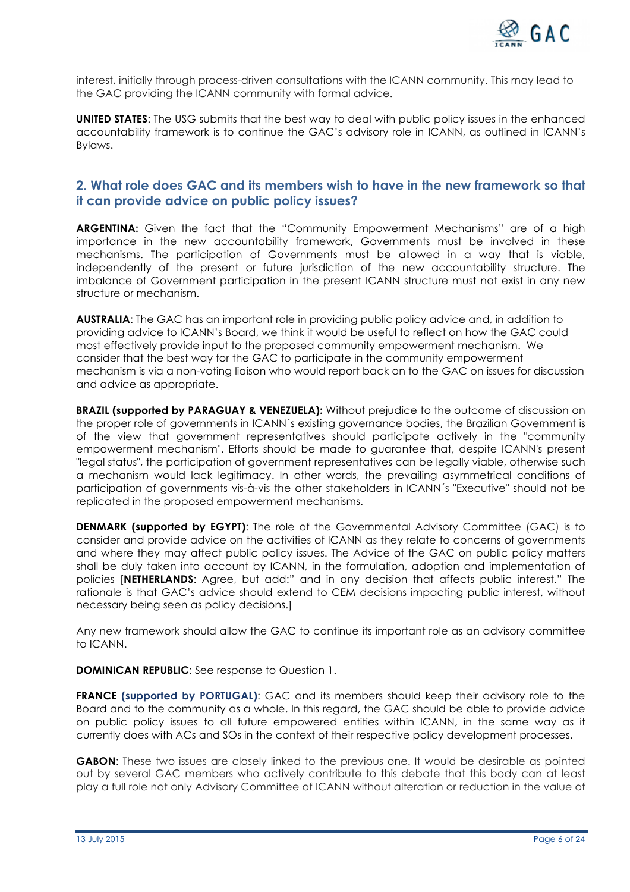interest, initially through process-driven consultations with the ICANN community. This may lead to the GAC providing the ICANN community with formal advice.

**UNITED STATES**: The USG submits that the best way to deal with public policy issues in the enhanced accountability framework is to continue the GAC's advisory role in ICANN, as outlined in ICANN's Bylaws.

## 2. What role does GAC and its members wish to have in the new framework so that it can provide advice on public policy issues?

**ARGENTINA:** Given the fact that the "Community Empowerment Mechanisms" are of a high importance in the new accountability framework, Governments must be involved in these mechanisms. The participation of Governments must be allowed in a way that is viable, independently of the present or future jurisdiction of the new accountability structure. The imbalance of Government participation in the present ICANN structure must not exist in any new structure or mechanism.

**AUSTRALIA**: The GAC has an important role in providing public policy advice and, in addition to providing advice to ICANN's Board, we think it would be useful to reflect on how the GAC could most effectively provide input to the proposed community empowerment mechanism. We consider that the best way for the GAC to participate in the community empowerment mechanism is via a non-voting liaison who would report back on to the GAC on issues for discussion and advice as appropriate.

**BRAZIL (supported by PARAGUAY & VENEZUELA):** Without prejudice to the outcome of discussion on the proper role of governments in ICANN´s existing governance bodies, the Brazilian Government is of the view that government representatives should participate actively in the "community empowerment mechanism". Efforts should be made to guarantee that, despite ICANN's present "legal status", the participation of government representatives can be legally viable, otherwise such a mechanism would lack legitimacy. In other words, the prevailing asymmetrical conditions of participation of governments vis-à-vis the other stakeholders in ICANN´s "Executive" should not be replicated in the proposed empowerment mechanisms.

**DENMARK (supported by EGYPT)**: The role of the Governmental Advisory Committee (GAC) is to consider and provide advice on the activities of ICANN as they relate to concerns of governments and where they may affect public policy issues. The Advice of the GAC on public policy matters shall be duly taken into account by ICANN, in the formulation, adoption and implementation of policies [**NETHERLANDS**: Agree, but add:" and in any decision that affects public interest." The rationale is that GAC's advice should extend to CEM decisions impacting public interest, without necessary being seen as policy decisions.]

Any new framework should allow the GAC to continue its important role as an advisory committee to ICANN.

**DOMINICAN REPUBLIC**: See response to Question 1.

**FRANCE (supported by PORTUGAL)**: GAC and its members should keep their advisory role to the Board and to the community as a whole. In this regard, the GAC should be able to provide advice on public policy issues to all future empowered entities within ICANN, in the same way as it currently does with ACs and SOs in the context of their respective policy development processes.

**GABON**: These two issues are closely linked to the previous one. It would be desirable as pointed out by several GAC members who actively contribute to this debate that this body can at least play a full role not only Advisory Committee of ICANN without alteration or reduction in the value of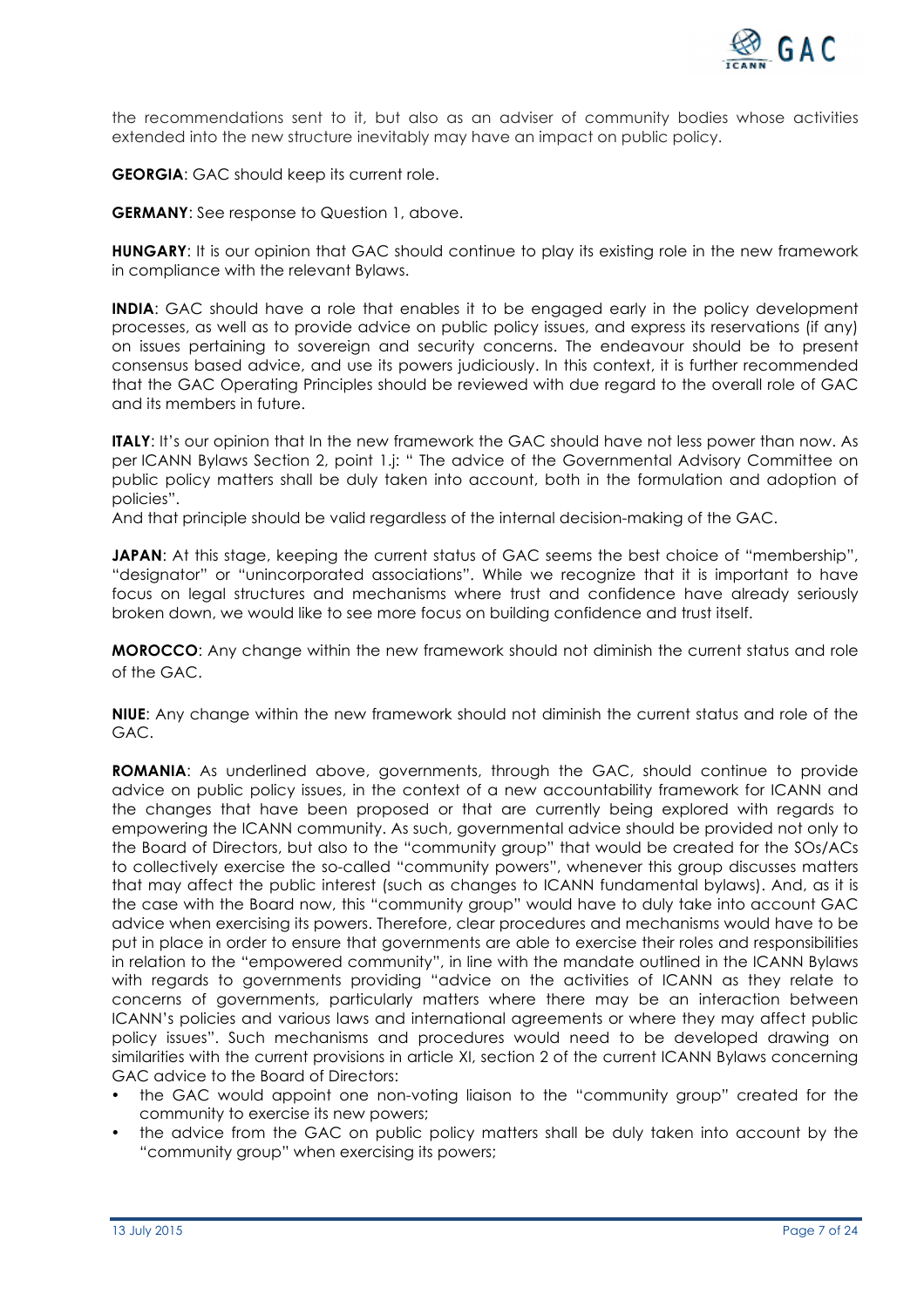the recommendations sent to it, but also as an adviser of community bodies whose activities extended into the new structure inevitably may have an impact on public policy.

**GEORGIA**: GAC should keep its current role.

**GERMANY**: See response to Question 1, above.

**HUNGARY**: It is our opinion that GAC should continue to play its existing role in the new framework in compliance with the relevant Bylaws.

**INDIA**: GAC should have a role that enables it to be engaged early in the policy development processes, as well as to provide advice on public policy issues, and express its reservations (if any) on issues pertaining to sovereign and security concerns. The endeavour should be to present consensus based advice, and use its powers judiciously. In this context, it is further recommended that the GAC Operating Principles should be reviewed with due regard to the overall role of GAC and its members in future.

**ITALY**: It's our opinion that In the new framework the GAC should have not less power than now. As per ICANN Bylaws Section 2, point 1.j: " The advice of the Governmental Advisory Committee on public policy matters shall be duly taken into account, both in the formulation and adoption of policies".
And that principle should be valid regardless of the internal decision-making of the GAC.

**JAPAN**: At this stage, keeping the current status of GAC seems the best choice of "membership", "designator" or "unincorporated associations". While we recognize that it is important to have focus on legal structures and mechanisms where trust and confidence have already seriously broken down, we would like to see more focus on building confidence and trust itself.

**MOROCCO**: Any change within the new framework should not diminish the current status and role of the GAC.

**NIUE**: Any change within the new framework should not diminish the current status and role of the GAC.

**ROMANIA**: As underlined above, governments, through the GAC, should continue to provide advice on public policy issues, in the context of a new accountability framework for ICANN and the changes that have been proposed or that are currently being explored with regards to empowering the ICANN community. As such, governmental advice should be provided not only to the Board of Directors, but also to the "community group" that would be created for the SOs/ACs to collectively exercise the so-called "community powers", whenever this group discusses matters that may affect the public interest (such as changes to ICANN fundamental bylaws). And, as it is the case with the Board now, this "community group" would have to duly take into account GAC advice when exercising its powers. Therefore, clear procedures and mechanisms would have to be put in place in order to ensure that governments are able to exercise their roles and responsibilities in relation to the "empowered community", in line with the mandate outlined in the ICANN Bylaws with regards to governments providing "advice on the activities of ICANN as they relate to concerns of governments, particularly matters where there may be an interaction between ICANN's policies and various laws and international agreements or where they may affect public policy issues". Such mechanisms and procedures would need to be developed drawing on similarities with the current provisions in article XI, section 2 of the current ICANN Bylaws concerning GAC advice to the Board of Directors:

- the GAC would appoint one non-voting liaison to the "community group" created for the community to exercise its new powers;
- the advice from the GAC on public policy matters shall be duly taken into account by the "community group" when exercising its powers;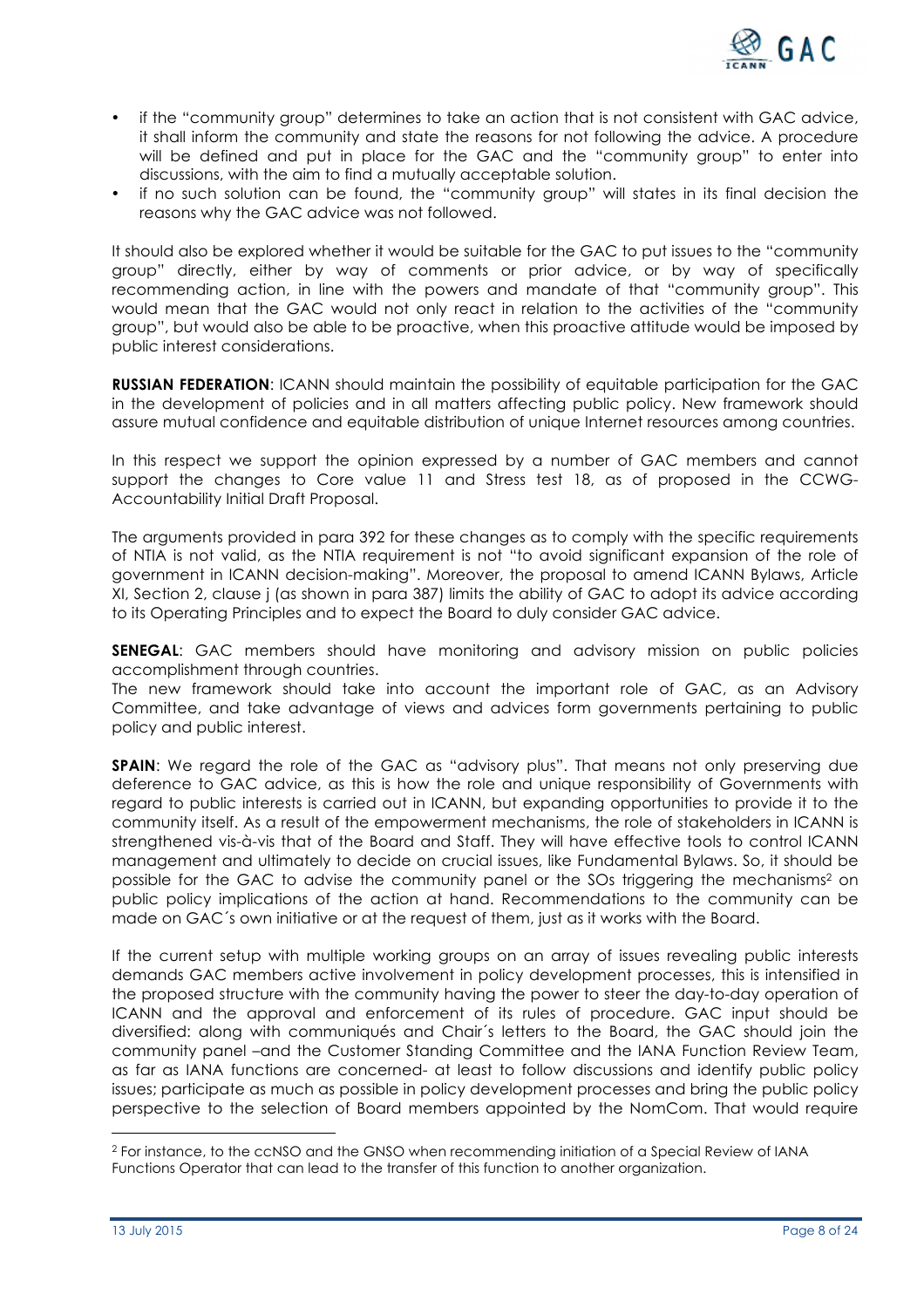- if the "community group" determines to take an action that is not consistent with GAC advice, it shall inform the community and state the reasons for not following the advice. A procedure will be defined and put in place for the GAC and the "community group" to enter into discussions, with the aim to find a mutually acceptable solution.
- if no such solution can be found, the "community group" will states in its final decision the reasons why the GAC advice was not followed.

It should also be explored whether it would be suitable for the GAC to put issues to the "community group" directly, either by way of comments or prior advice, or by way of specifically recommending action, in line with the powers and mandate of that "community group". This would mean that the GAC would not only react in relation to the activities of the "community group", but would also be able to be proactive, when this proactive attitude would be imposed by public interest considerations.

**RUSSIAN FEDERATION**: ICANN should maintain the possibility of equitable participation for the GAC in the development of policies and in all matters affecting public policy. New framework should assure mutual confidence and equitable distribution of unique Internet resources among countries.

In this respect we support the opinion expressed by a number of GAC members and cannot support the changes to Core value 11 and Stress test 18, as of proposed in the CCWG-Accountability Initial Draft Proposal.

The arguments provided in para 392 for these changes as to comply with the specific requirements of NTIA is not valid, as the NTIA requirement is not "to avoid significant expansion of the role of government in ICANN decision-making". Moreover, the proposal to amend ICANN Bylaws, Article XI, Section 2, clause j (as shown in para 387) limits the ability of GAC to adopt its advice according to its Operating Principles and to expect the Board to duly consider GAC advice.

**SENEGAL**: GAC members should have monitoring and advisory mission on public policies accomplishment through countries.
The new framework should take into account the important role of GAC, as an Advisory Committee, and take advantage of views and advices form governments pertaining to public policy and public interest.

**SPAIN**: We regard the role of the GAC as "advisory plus". That means not only preserving due deference to GAC advice, as this is how the role and unique responsibility of Governments with regard to public interests is carried out in ICANN, but expanding opportunities to provide it to the community itself. As a result of the empowerment mechanisms, the role of stakeholders in ICANN is strengthened vis-à-vis that of the Board and Staff. They will have effective tools to control ICANN management and ultimately to decide on crucial issues, like Fundamental Bylaws. So, it should be possible for the GAC to advise the community panel or the SOs triggering the mechanisms[2] on public policy implications of the action at hand. Recommendations to the community can be made on GAC´s own initiative or at the request of them, just as it works with the Board.

If the current setup with multiple working groups on an array of issues revealing public interests demands GAC members active involvement in policy development processes, this is intensified in the proposed structure with the community having the power to steer the day-to-day operation of ICANN and the approval and enforcement of its rules of procedure. GAC input should be diversified: along with communiqués and Chair´s letters to the Board, the GAC should join the community panel –and the Customer Standing Committee and the IANA Function Review Team, as far as IANA functions are concerned- at least to follow discussions and identify public policy issues; participate as much as possible in policy development processes and bring the public policy perspective to the selection of Board members appointed by the NomCom. That would require

[2] For instance, to the ccNSO and the GNSO when recommending initiation of a Special Review of IANA Functions Operator that can lead to the transfer of this function to another organization.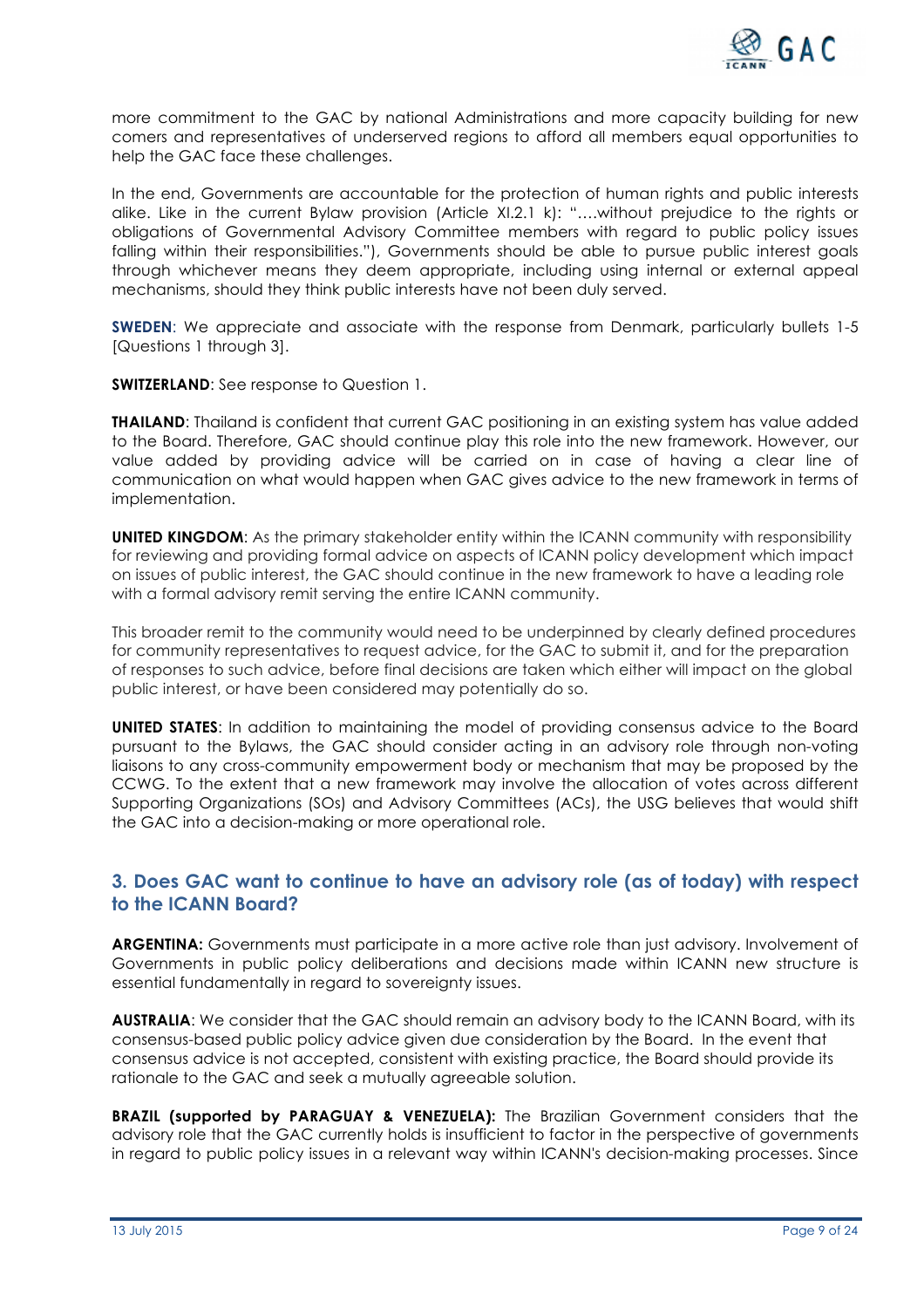more commitment to the GAC by national Administrations and more capacity building for new comers and representatives of underserved regions to afford all members equal opportunities to help the GAC face these challenges.

In the end, Governments are accountable for the protection of human rights and public interests alike. Like in the current Bylaw provision (Article XI.2.1 k): "….without prejudice to the rights or obligations of Governmental Advisory Committee members with regard to public policy issues falling within their responsibilities."), Governments should be able to pursue public interest goals through whichever means they deem appropriate, including using internal or external appeal mechanisms, should they think public interests have not been duly served.

**SWEDEN**: We appreciate and associate with the response from Denmark, particularly bullets 1-5 [Questions 1 through 3].

**SWITZERLAND**: See response to Question 1.

**THAILAND**: Thailand is confident that current GAC positioning in an existing system has value added to the Board. Therefore, GAC should continue play this role into the new framework. However, our value added by providing advice will be carried on in case of having a clear line of communication on what would happen when GAC gives advice to the new framework in terms of implementation.

**UNITED KINGDOM**: As the primary stakeholder entity within the ICANN community with responsibility for reviewing and providing formal advice on aspects of ICANN policy development which impact on issues of public interest, the GAC should continue in the new framework to have a leading role with a formal advisory remit serving the entire ICANN community.

This broader remit to the community would need to be underpinned by clearly defined procedures for community representatives to request advice, for the GAC to submit it, and for the preparation of responses to such advice, before final decisions are taken which either will impact on the global public interest, or have been considered may potentially do so.

**UNITED STATES**: In addition to maintaining the model of providing consensus advice to the Board pursuant to the Bylaws, the GAC should consider acting in an advisory role through non-voting liaisons to any cross-community empowerment body or mechanism that may be proposed by the CCWG. To the extent that a new framework may involve the allocation of votes across different Supporting Organizations (SOs) and Advisory Committees (ACs), the USG believes that would shift the GAC into a decision-making or more operational role.

## 3. Does GAC want to continue to have an advisory role (as of today) with respect to the ICANN Board?

**ARGENTINA:** Governments must participate in a more active role than just advisory. Involvement of Governments in public policy deliberations and decisions made within ICANN new structure is essential fundamentally in regard to sovereignty issues.

**AUSTRALIA**: We consider that the GAC should remain an advisory body to the ICANN Board, with its consensus-based public policy advice given due consideration by the Board. In the event that consensus advice is not accepted, consistent with existing practice, the Board should provide its rationale to the GAC and seek a mutually agreeable solution.

**BRAZIL (supported by PARAGUAY & VENEZUELA):** The Brazilian Government considers that the advisory role that the GAC currently holds is insufficient to factor in the perspective of governments in regard to public policy issues in a relevant way within ICANN's decision-making processes. Since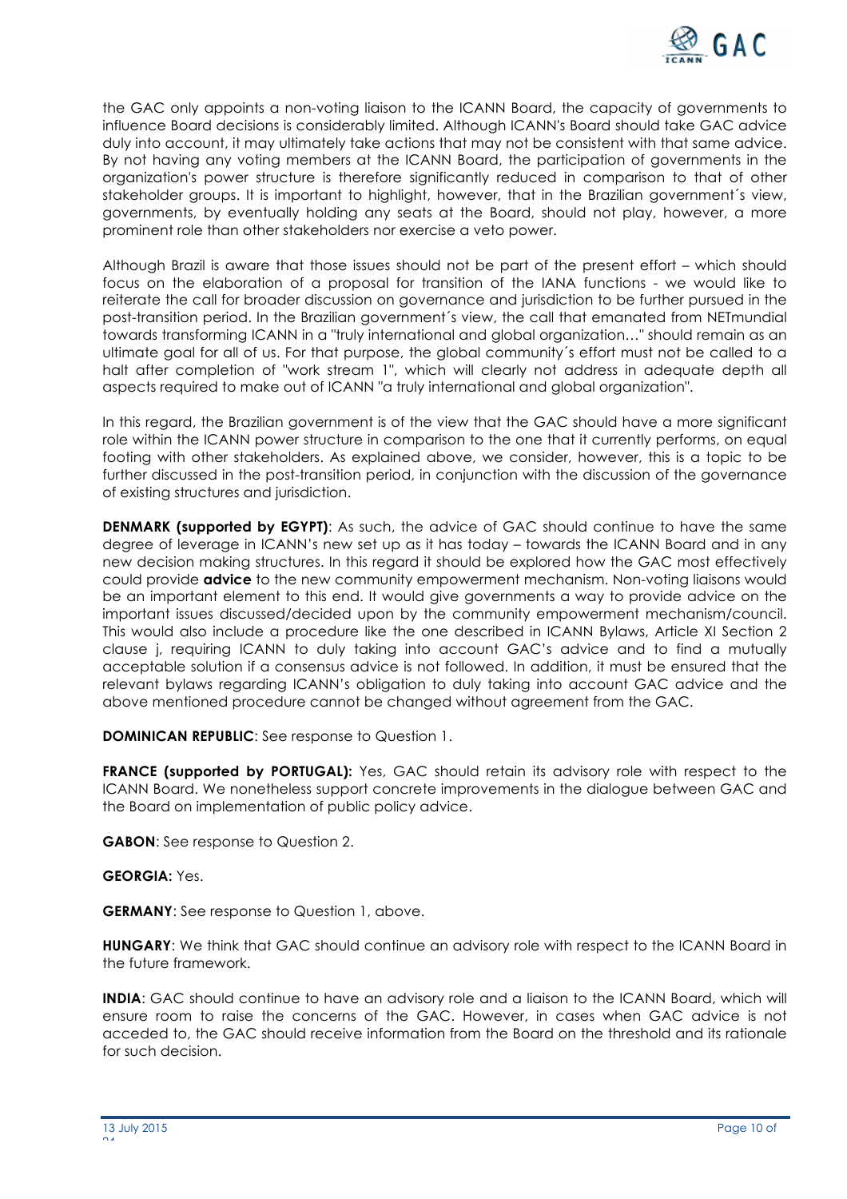the GAC only appoints a non-voting liaison to the ICANN Board, the capacity of governments to influence Board decisions is considerably limited. Although ICANN's Board should take GAC advice duly into account, it may ultimately take actions that may not be consistent with that same advice. By not having any voting members at the ICANN Board, the participation of governments in the organization's power structure is therefore significantly reduced in comparison to that of other stakeholder groups. It is important to highlight, however, that in the Brazilian government´s view, governments, by eventually holding any seats at the Board, should not play, however, a more prominent role than other stakeholders nor exercise a veto power.

Although Brazil is aware that those issues should not be part of the present effort – which should focus on the elaboration of a proposal for transition of the IANA functions - we would like to reiterate the call for broader discussion on governance and jurisdiction to be further pursued in the post-transition period. In the Brazilian government´s view, the call that emanated from NETmundial towards transforming ICANN in a "truly international and global organization…" should remain as an ultimate goal for all of us. For that purpose, the global community´s effort must not be called to a halt after completion of "work stream 1", which will clearly not address in adequate depth all aspects required to make out of ICANN "a truly international and global organization".

In this regard, the Brazilian government is of the view that the GAC should have a more significant role within the ICANN power structure in comparison to the one that it currently performs, on equal footing with other stakeholders. As explained above, we consider, however, this is a topic to be further discussed in the post-transition period, in conjunction with the discussion of the governance of existing structures and jurisdiction.

**DENMARK (supported by EGYPT)**: As such, the advice of GAC should continue to have the same degree of leverage in ICANN's new set up as it has today – towards the ICANN Board and in any new decision making structures. In this regard it should be explored how the GAC most effectively could provide **advice** to the new community empowerment mechanism. Non-voting liaisons would be an important element to this end. It would give governments a way to provide advice on the important issues discussed/decided upon by the community empowerment mechanism/council. This would also include a procedure like the one described in ICANN Bylaws, Article XI Section 2 clause j, requiring ICANN to duly taking into account GAC's advice and to find a mutually acceptable solution if a consensus advice is not followed. In addition, it must be ensured that the relevant bylaws regarding ICANN's obligation to duly taking into account GAC advice and the above mentioned procedure cannot be changed without agreement from the GAC.

**DOMINICAN REPUBLIC**: See response to Question 1.

**FRANCE (supported by PORTUGAL):** Yes, GAC should retain its advisory role with respect to the ICANN Board. We nonetheless support concrete improvements in the dialogue between GAC and the Board on implementation of public policy advice.

**GABON**: See response to Question 2.

**GEORGIA:** Yes.

**GERMANY**: See response to Question 1, above.

**HUNGARY**: We think that GAC should continue an advisory role with respect to the ICANN Board in the future framework.

**INDIA**: GAC should continue to have an advisory role and a liaison to the ICANN Board, which will ensure room to raise the concerns of the GAC. However, in cases when GAC advice is not acceded to, the GAC should receive information from the Board on the threshold and its rationale for such decision.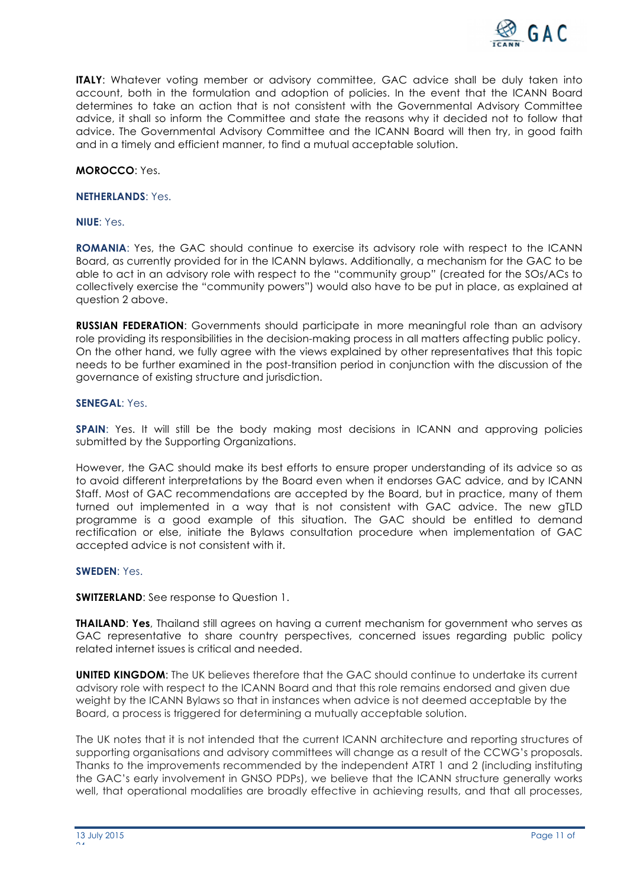**ITALY**: Whatever voting member or advisory committee, GAC advice shall be duly taken into account, both in the formulation and adoption of policies. In the event that the ICANN Board determines to take an action that is not consistent with the Governmental Advisory Committee advice, it shall so inform the Committee and state the reasons why it decided not to follow that advice. The Governmental Advisory Committee and the ICANN Board will then try, in good faith and in a timely and efficient manner, to find a mutual acceptable solution.

**MOROCCO**: Yes.

**NETHERLANDS**: Yes.

**NIUE**: Yes.

**ROMANIA**: Yes, the GAC should continue to exercise its advisory role with respect to the ICANN Board, as currently provided for in the ICANN bylaws. Additionally, a mechanism for the GAC to be able to act in an advisory role with respect to the "community group" (created for the SOs/ACs to collectively exercise the "community powers") would also have to be put in place, as explained at question 2 above.

**RUSSIAN FEDERATION**: Governments should participate in more meaningful role than an advisory role providing its responsibilities in the decision-making process in all matters affecting public policy. On the other hand, we fully agree with the views explained by other representatives that this topic needs to be further examined in the post-transition period in conjunction with the discussion of the governance of existing structure and jurisdiction.

**SENEGAL**: Yes.

**SPAIN**: Yes. It will still be the body making most decisions in ICANN and approving policies submitted by the Supporting Organizations.

However, the GAC should make its best efforts to ensure proper understanding of its advice so as to avoid different interpretations by the Board even when it endorses GAC advice, and by ICANN Staff. Most of GAC recommendations are accepted by the Board, but in practice, many of them turned out implemented in a way that is not consistent with GAC advice. The new gTLD programme is a good example of this situation. The GAC should be entitled to demand rectification or else, initiate the Bylaws consultation procedure when implementation of GAC accepted advice is not consistent with it.

**SWEDEN**: Yes.

**SWITZERLAND**: See response to Question 1.

**THAILAND**: **Yes**, Thailand still agrees on having a current mechanism for government who serves as GAC representative to share country perspectives, concerned issues regarding public policy related internet issues is critical and needed.

**UNITED KINGDOM**: The UK believes therefore that the GAC should continue to undertake its current advisory role with respect to the ICANN Board and that this role remains endorsed and given due weight by the ICANN Bylaws so that in instances when advice is not deemed acceptable by the Board, a process is triggered for determining a mutually acceptable solution.

The UK notes that it is not intended that the current ICANN architecture and reporting structures of supporting organisations and advisory committees will change as a result of the CCWG's proposals. Thanks to the improvements recommended by the independent ATRT 1 and 2 (including instituting the GAC's early involvement in GNSO PDPs), we believe that the ICANN structure generally works well, that operational modalities are broadly effective in achieving results, and that all processes,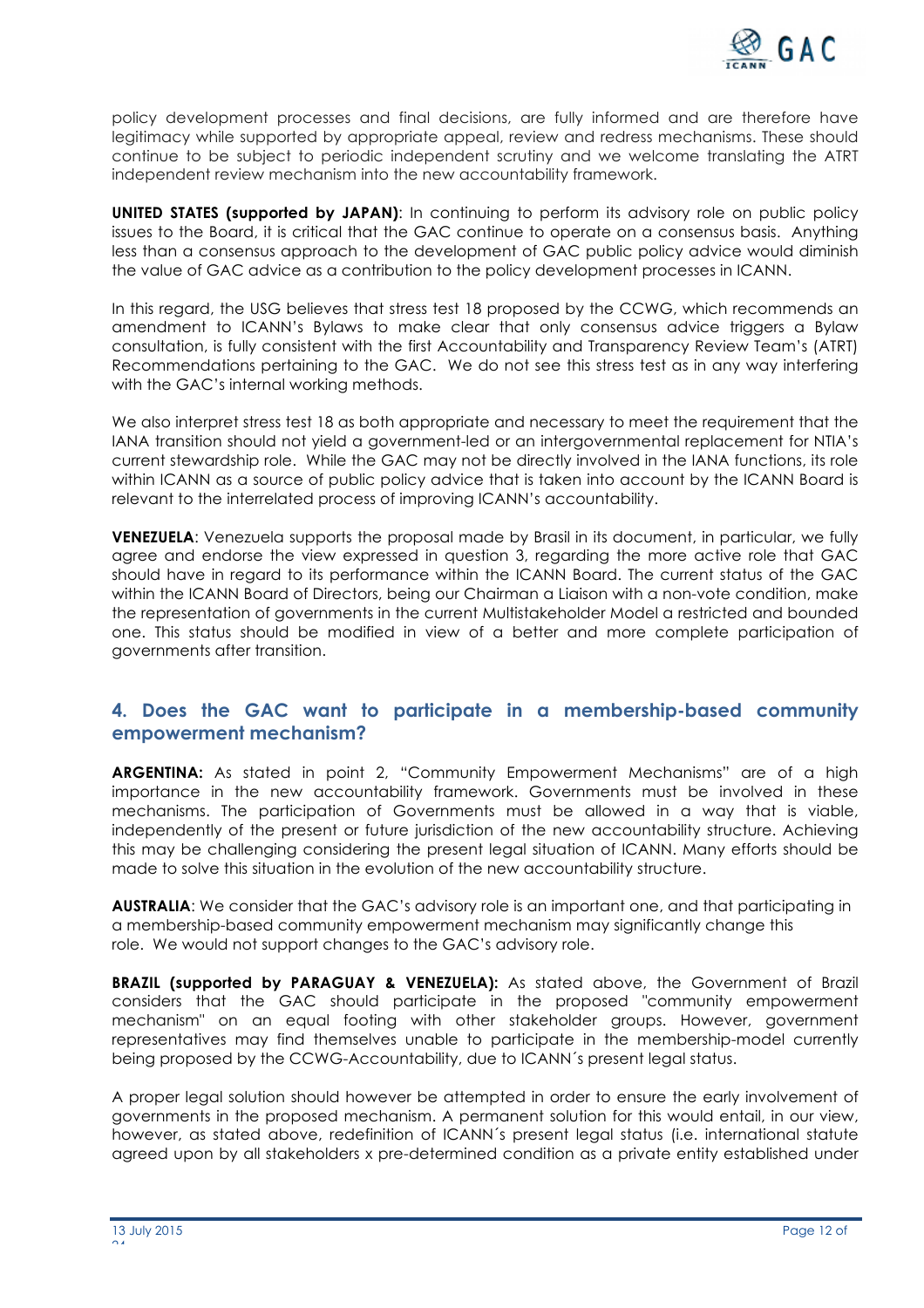policy development processes and final decisions, are fully informed and are therefore have legitimacy while supported by appropriate appeal, review and redress mechanisms. These should continue to be subject to periodic independent scrutiny and we welcome translating the ATRT independent review mechanism into the new accountability framework.

**UNITED STATES (supported by JAPAN)**: In continuing to perform its advisory role on public policy issues to the Board, it is critical that the GAC continue to operate on a consensus basis. Anything less than a consensus approach to the development of GAC public policy advice would diminish the value of GAC advice as a contribution to the policy development processes in ICANN.

In this regard, the USG believes that stress test 18 proposed by the CCWG, which recommends an amendment to ICANN's Bylaws to make clear that only consensus advice triggers a Bylaw consultation, is fully consistent with the first Accountability and Transparency Review Team's (ATRT) Recommendations pertaining to the GAC. We do not see this stress test as in any way interfering with the GAC's internal working methods.

We also interpret stress test 18 as both appropriate and necessary to meet the requirement that the IANA transition should not yield a government-led or an intergovernmental replacement for NTIA's current stewardship role. While the GAC may not be directly involved in the IANA functions, its role within ICANN as a source of public policy advice that is taken into account by the ICANN Board is relevant to the interrelated process of improving ICANN's accountability.

**VENEZUELA**: Venezuela supports the proposal made by Brasil in its document, in particular, we fully agree and endorse the view expressed in question 3, regarding the more active role that GAC should have in regard to its performance within the ICANN Board. The current status of the GAC within the ICANN Board of Directors, being our Chairman a Liaison with a non-vote condition, make the representation of governments in the current Multistakeholder Model a restricted and bounded one. This status should be modified in view of a better and more complete participation of governments after transition.

## 4. Does the GAC want to participate in a membership-based community empowerment mechanism?

**ARGENTINA:** As stated in point 2, "Community Empowerment Mechanisms" are of a high importance in the new accountability framework. Governments must be involved in these mechanisms. The participation of Governments must be allowed in a way that is viable, independently of the present or future jurisdiction of the new accountability structure. Achieving this may be challenging considering the present legal situation of ICANN. Many efforts should be made to solve this situation in the evolution of the new accountability structure.

**AUSTRALIA**: We consider that the GAC's advisory role is an important one, and that participating in a membership-based community empowerment mechanism may significantly change this role. We would not support changes to the GAC's advisory role.

**BRAZIL (supported by PARAGUAY & VENEZUELA):** As stated above, the Government of Brazil considers that the GAC should participate in the proposed "community empowerment mechanism" on an equal footing with other stakeholder groups. However, government representatives may find themselves unable to participate in the membership-model currently being proposed by the CCWG-Accountability, due to ICANN´s present legal status.

A proper legal solution should however be attempted in order to ensure the early involvement of governments in the proposed mechanism. A permanent solution for this would entail, in our view, however, as stated above, redefinition of ICANN´s present legal status (i.e. international statute agreed upon by all stakeholders x pre-determined condition as a private entity established under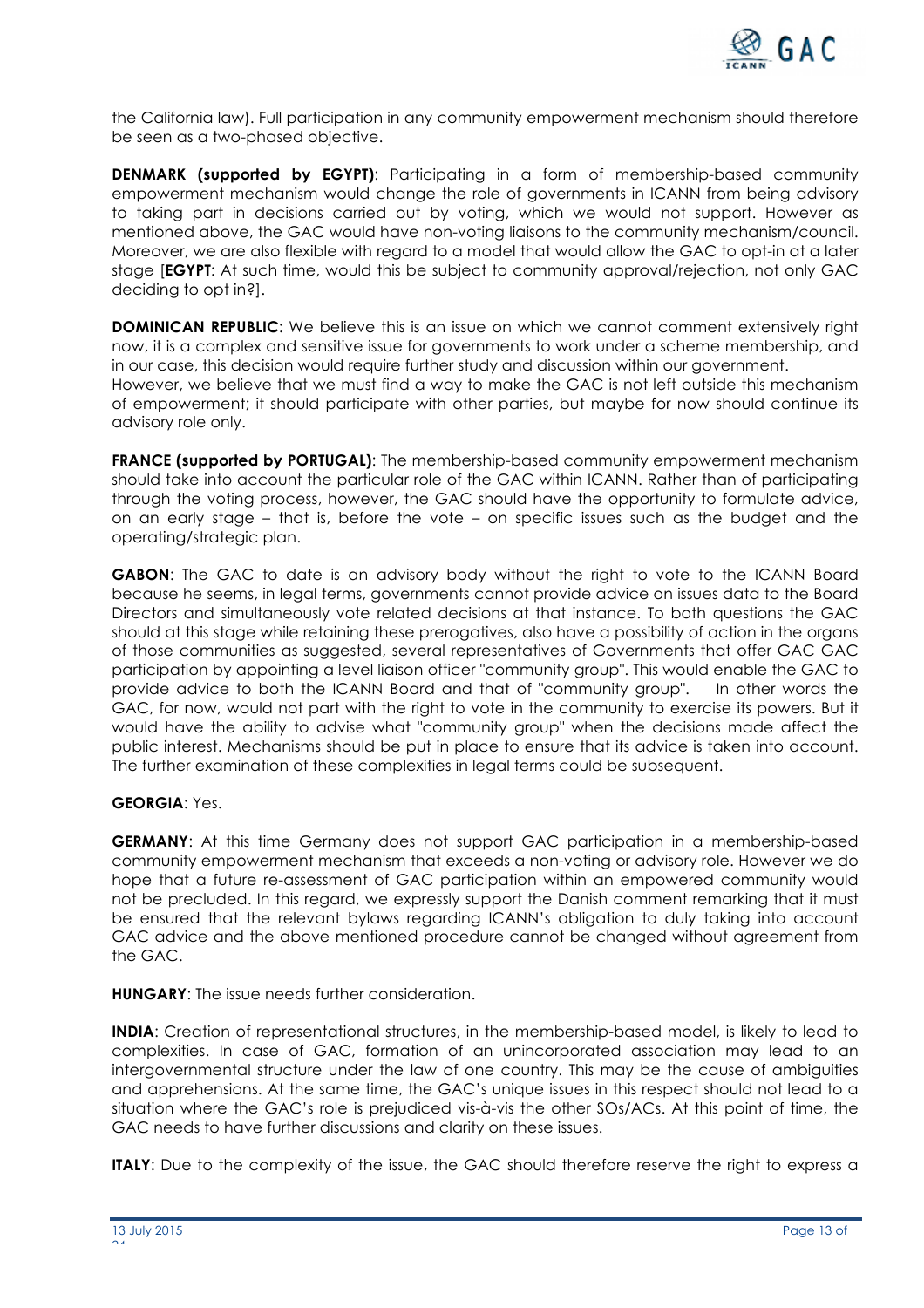the California law). Full participation in any community empowerment mechanism should therefore be seen as a two-phased objective.

**DENMARK (supported by EGYPT)**: Participating in a form of membership-based community empowerment mechanism would change the role of governments in ICANN from being advisory to taking part in decisions carried out by voting, which we would not support. However as mentioned above, the GAC would have non-voting liaisons to the community mechanism/council. Moreover, we are also flexible with regard to a model that would allow the GAC to opt-in at a later stage [**EGYPT**: At such time, would this be subject to community approval/rejection, not only GAC deciding to opt in?].

**DOMINICAN REPUBLIC**: We believe this is an issue on which we cannot comment extensively right now, it is a complex and sensitive issue for governments to work under a scheme membership, and in our case, this decision would require further study and discussion within our government.
However, we believe that we must find a way to make the GAC is not left outside this mechanism of empowerment; it should participate with other parties, but maybe for now should continue its advisory role only.

**FRANCE (supported by PORTUGAL)**: The membership-based community empowerment mechanism should take into account the particular role of the GAC within ICANN. Rather than of participating through the voting process, however, the GAC should have the opportunity to formulate advice, on an early stage – that is, before the vote – on specific issues such as the budget and the operating/strategic plan.

**GABON**: The GAC to date is an advisory body without the right to vote to the ICANN Board because he seems, in legal terms, governments cannot provide advice on issues data to the Board Directors and simultaneously vote related decisions at that instance. To both questions the GAC should at this stage while retaining these prerogatives, also have a possibility of action in the organs of those communities as suggested, several representatives of Governments that offer GAC GAC participation by appointing a level liaison officer "community group". This would enable the GAC to provide advice to both the ICANN Board and that of "community group". In other words the GAC, for now, would not part with the right to vote in the community to exercise its powers. But it would have the ability to advise what "community group" when the decisions made affect the public interest. Mechanisms should be put in place to ensure that its advice is taken into account. The further examination of these complexities in legal terms could be subsequent.

**GEORGIA**: Yes.

**GERMANY**: At this time Germany does not support GAC participation in a membership-based community empowerment mechanism that exceeds a non-voting or advisory role. However we do hope that a future re-assessment of GAC participation within an empowered community would not be precluded. In this regard, we expressly support the Danish comment remarking that it must be ensured that the relevant bylaws regarding ICANN's obligation to duly taking into account GAC advice and the above mentioned procedure cannot be changed without agreement from the GAC.

**HUNGARY**: The issue needs further consideration.

**INDIA**: Creation of representational structures, in the membership-based model, is likely to lead to complexities. In case of GAC, formation of an unincorporated association may lead to an intergovernmental structure under the law of one country. This may be the cause of ambiguities and apprehensions. At the same time, the GAC's unique issues in this respect should not lead to a situation where the GAC's role is prejudiced vis-à-vis the other SOs/ACs. At this point of time, the GAC needs to have further discussions and clarity on these issues.

**ITALY**: Due to the complexity of the issue, the GAC should therefore reserve the right to express a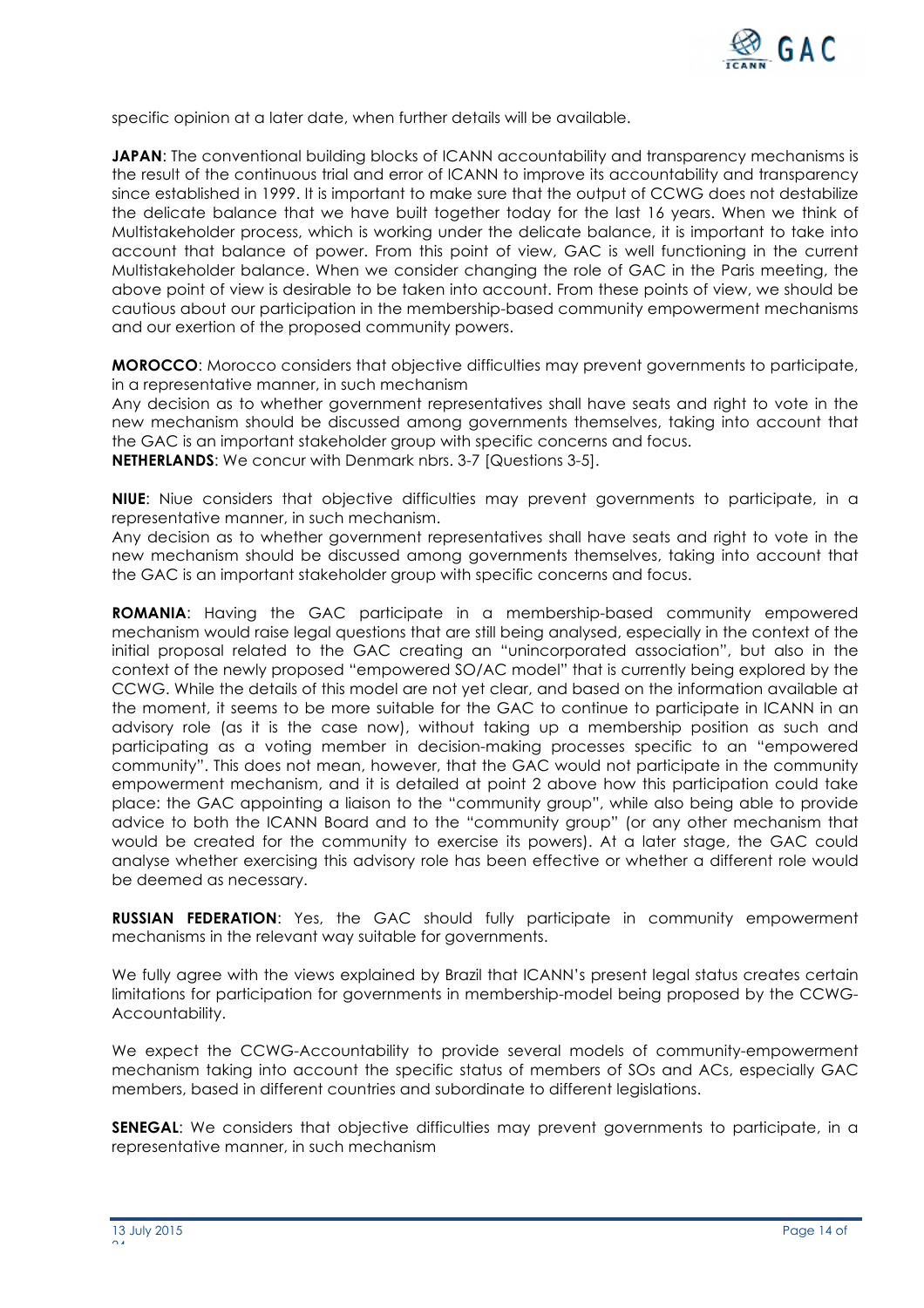specific opinion at a later date, when further details will be available.

**JAPAN**: The conventional building blocks of ICANN accountability and transparency mechanisms is the result of the continuous trial and error of ICANN to improve its accountability and transparency since established in 1999. It is important to make sure that the output of CCWG does not destabilize the delicate balance that we have built together today for the last 16 years. When we think of Multistakeholder process, which is working under the delicate balance, it is important to take into account that balance of power. From this point of view, GAC is well functioning in the current Multistakeholder balance. When we consider changing the role of GAC in the Paris meeting, the above point of view is desirable to be taken into account. From these points of view, we should be cautious about our participation in the membership-based community empowerment mechanisms and our exertion of the proposed community powers.

**MOROCCO**: Morocco considers that objective difficulties may prevent governments to participate, in a representative manner, in such mechanism

Any decision as to whether government representatives shall have seats and right to vote in the new mechanism should be discussed among governments themselves, taking into account that the GAC is an important stakeholder group with specific concerns and focus.

**NETHERLANDS**: We concur with Denmark nbrs. 3-7 [Questions 3-5].

**NIUE**: Niue considers that objective difficulties may prevent governments to participate, in a representative manner, in such mechanism.

Any decision as to whether government representatives shall have seats and right to vote in the new mechanism should be discussed among governments themselves, taking into account that the GAC is an important stakeholder group with specific concerns and focus.

**ROMANIA**: Having the GAC participate in a membership-based community empowered mechanism would raise legal questions that are still being analysed, especially in the context of the initial proposal related to the GAC creating an "unincorporated association", but also in the context of the newly proposed "empowered SO/AC model" that is currently being explored by the CCWG. While the details of this model are not yet clear, and based on the information available at the moment, it seems to be more suitable for the GAC to continue to participate in ICANN in an advisory role (as it is the case now), without taking up a membership position as such and participating as a voting member in decision-making processes specific to an "empowered community". This does not mean, however, that the GAC would not participate in the community empowerment mechanism, and it is detailed at point 2 above how this participation could take place: the GAC appointing a liaison to the "community group", while also being able to provide advice to both the ICANN Board and to the "community group" (or any other mechanism that would be created for the community to exercise its powers). At a later stage, the GAC could analyse whether exercising this advisory role has been effective or whether a different role would be deemed as necessary.

**RUSSIAN FEDERATION**: Yes, the GAC should fully participate in community empowerment mechanisms in the relevant way suitable for governments.

We fully agree with the views explained by Brazil that ICANN's present legal status creates certain limitations for participation for governments in membership-model being proposed by the CCWG-Accountability.

We expect the CCWG-Accountability to provide several models of community-empowerment mechanism taking into account the specific status of members of SOs and ACs, especially GAC members, based in different countries and subordinate to different legislations.

**SENEGAL**: We considers that objective difficulties may prevent governments to participate, in a representative manner, in such mechanism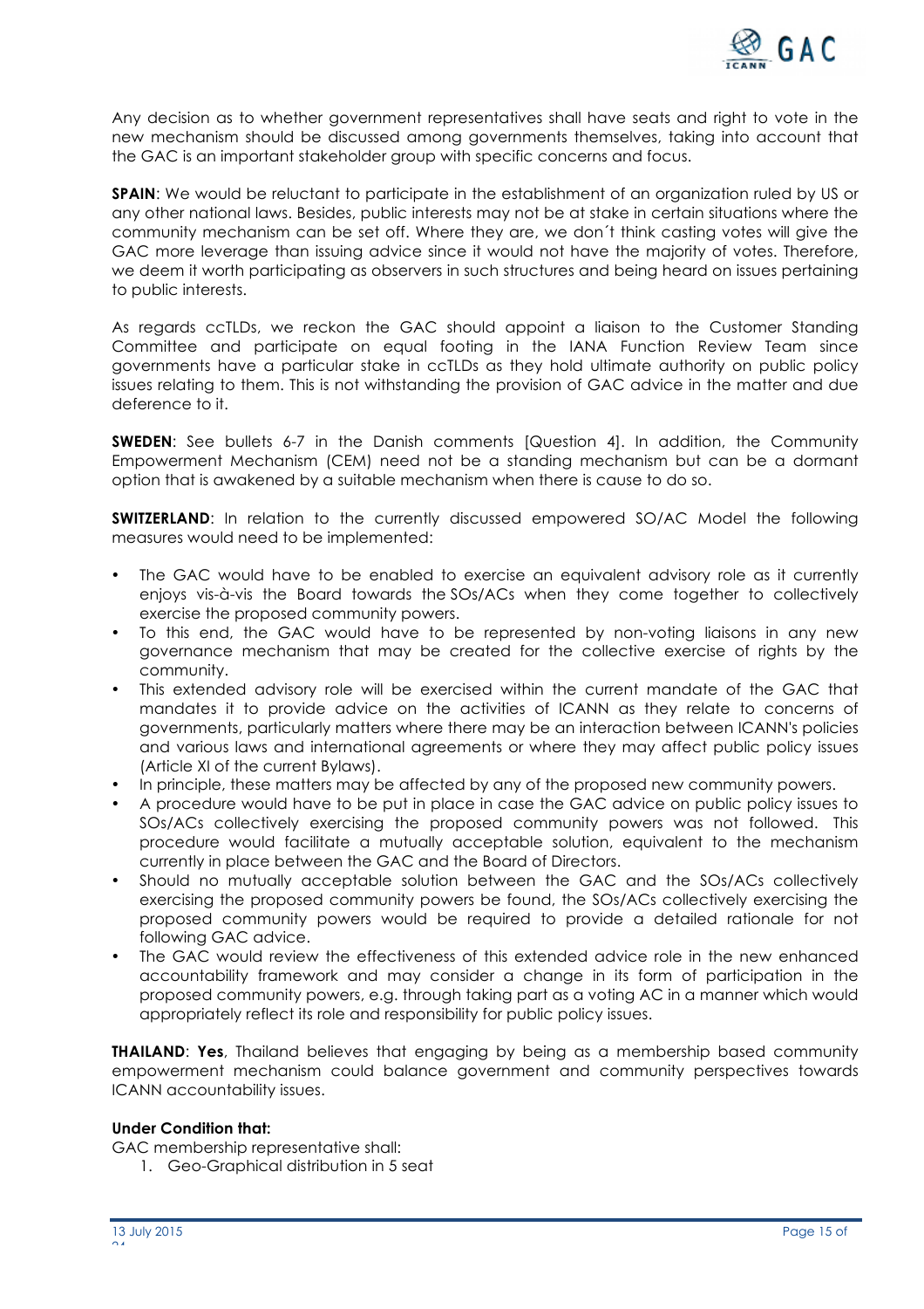Any decision as to whether government representatives shall have seats and right to vote in the new mechanism should be discussed among governments themselves, taking into account that the GAC is an important stakeholder group with specific concerns and focus.

**SPAIN**: We would be reluctant to participate in the establishment of an organization ruled by US or any other national laws. Besides, public interests may not be at stake in certain situations where the community mechanism can be set off. Where they are, we don´t think casting votes will give the GAC more leverage than issuing advice since it would not have the majority of votes. Therefore, we deem it worth participating as observers in such structures and being heard on issues pertaining to public interests.

As regards ccTLDs, we reckon the GAC should appoint a liaison to the Customer Standing Committee and participate on equal footing in the IANA Function Review Team since governments have a particular stake in ccTLDs as they hold ultimate authority on public policy issues relating to them. This is not withstanding the provision of GAC advice in the matter and due deference to it.

**SWEDEN**: See bullets 6-7 in the Danish comments [Question 4]. In addition, the Community Empowerment Mechanism (CEM) need not be a standing mechanism but can be a dormant option that is awakened by a suitable mechanism when there is cause to do so.

**SWITZERLAND**: In relation to the currently discussed empowered SO/AC Model the following measures would need to be implemented:

- The GAC would have to be enabled to exercise an equivalent advisory role as it currently enjoys vis-à-vis the Board towards the SOs/ACs when they come together to collectively exercise the proposed community powers.
- To this end, the GAC would have to be represented by non-voting liaisons in any new governance mechanism that may be created for the collective exercise of rights by the community.
- This extended advisory role will be exercised within the current mandate of the GAC that mandates it to provide advice on the activities of ICANN as they relate to concerns of governments, particularly matters where there may be an interaction between ICANN's policies and various laws and international agreements or where they may affect public policy issues (Article XI of the current Bylaws).
- In principle, these matters may be affected by any of the proposed new community powers.
- A procedure would have to be put in place in case the GAC advice on public policy issues to SOs/ACs collectively exercising the proposed community powers was not followed. This procedure would facilitate a mutually acceptable solution, equivalent to the mechanism currently in place between the GAC and the Board of Directors.
- Should no mutually acceptable solution between the GAC and the SOs/ACs collectively exercising the proposed community powers be found, the SOs/ACs collectively exercising the proposed community powers would be required to provide a detailed rationale for not following GAC advice.
- The GAC would review the effectiveness of this extended advice role in the new enhanced accountability framework and may consider a change in its form of participation in the proposed community powers, e.g. through taking part as a voting AC in a manner which would appropriately reflect its role and responsibility for public policy issues.

**THAILAND**: **Yes**, Thailand believes that engaging by being as a membership based community empowerment mechanism could balance government and community perspectives towards ICANN accountability issues.

**Under Condition that:**

GAC membership representative shall:

1. Geo-Graphical distribution in 5 seat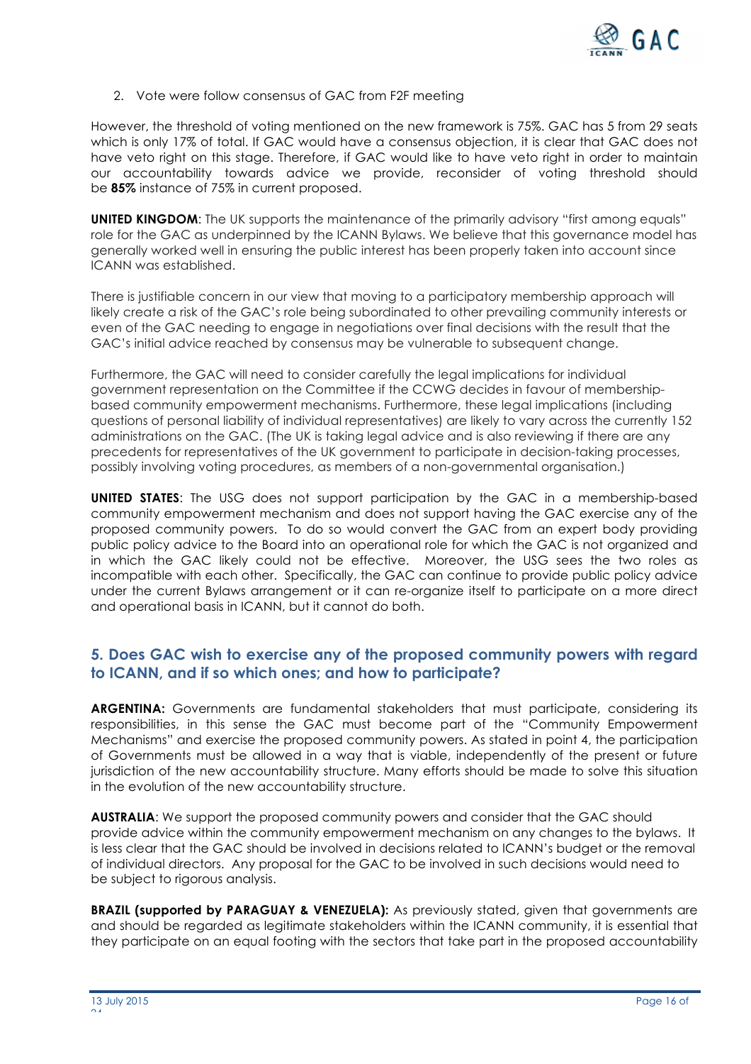2. Vote were follow consensus of GAC from F2F meeting

However, the threshold of voting mentioned on the new framework is 75%. GAC has 5 from 29 seats which is only 17% of total. If GAC would have a consensus objection, it is clear that GAC does not have veto right on this stage. Therefore, if GAC would like to have veto right in order to maintain our accountability towards advice we provide, reconsider of voting threshold should be **85%** instance of 75% in current proposed.

**UNITED KINGDOM**: The UK supports the maintenance of the primarily advisory "first among equals" role for the GAC as underpinned by the ICANN Bylaws. We believe that this governance model has generally worked well in ensuring the public interest has been properly taken into account since ICANN was established.

There is justifiable concern in our view that moving to a participatory membership approach will likely create a risk of the GAC's role being subordinated to other prevailing community interests or even of the GAC needing to engage in negotiations over final decisions with the result that the GAC's initial advice reached by consensus may be vulnerable to subsequent change.

Furthermore, the GAC will need to consider carefully the legal implications for individual government representation on the Committee if the CCWG decides in favour of membership-based community empowerment mechanisms. Furthermore, these legal implications (including questions of personal liability of individual representatives) are likely to vary across the currently 152 administrations on the GAC. (The UK is taking legal advice and is also reviewing if there are any precedents for representatives of the UK government to participate in decision-taking processes, possibly involving voting procedures, as members of a non-governmental organisation.)

**UNITED STATES**: The USG does not support participation by the GAC in a membership-based community empowerment mechanism and does not support having the GAC exercise any of the proposed community powers. To do so would convert the GAC from an expert body providing public policy advice to the Board into an operational role for which the GAC is not organized and in which the GAC likely could not be effective. Moreover, the USG sees the two roles as incompatible with each other. Specifically, the GAC can continue to provide public policy advice under the current Bylaws arrangement or it can re-organize itself to participate on a more direct and operational basis in ICANN, but it cannot do both.

## 5. Does GAC wish to exercise any of the proposed community powers with regard to ICANN, and if so which ones; and how to participate?

**ARGENTINA:** Governments are fundamental stakeholders that must participate, considering its responsibilities, in this sense the GAC must become part of the "Community Empowerment Mechanisms" and exercise the proposed community powers. As stated in point 4, the participation of Governments must be allowed in a way that is viable, independently of the present or future jurisdiction of the new accountability structure. Many efforts should be made to solve this situation in the evolution of the new accountability structure.

**AUSTRALIA**: We support the proposed community powers and consider that the GAC should provide advice within the community empowerment mechanism on any changes to the bylaws. It is less clear that the GAC should be involved in decisions related to ICANN's budget or the removal of individual directors. Any proposal for the GAC to be involved in such decisions would need to be subject to rigorous analysis.

**BRAZIL (supported by PARAGUAY & VENEZUELA):** As previously stated, given that governments are and should be regarded as legitimate stakeholders within the ICANN community, it is essential that they participate on an equal footing with the sectors that take part in the proposed accountability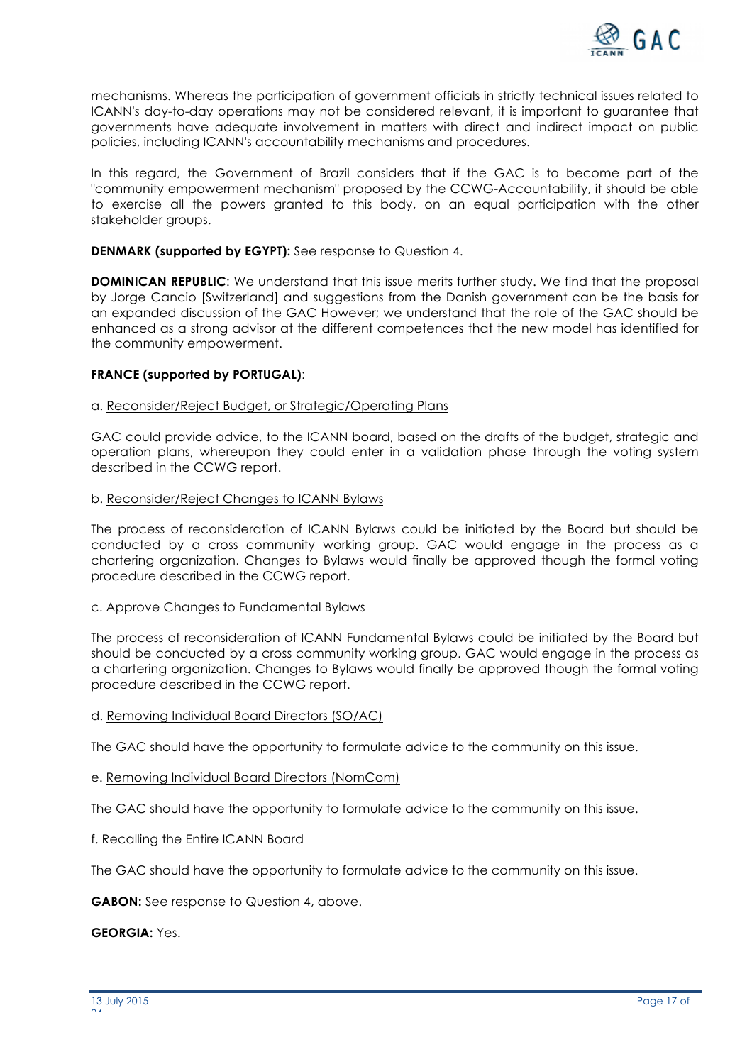mechanisms. Whereas the participation of government officials in strictly technical issues related to ICANN's day-to-day operations may not be considered relevant, it is important to guarantee that governments have adequate involvement in matters with direct and indirect impact on public policies, including ICANN's accountability mechanisms and procedures.

In this regard, the Government of Brazil considers that if the GAC is to become part of the "community empowerment mechanism" proposed by the CCWG-Accountability, it should be able to exercise all the powers granted to this body, on an equal participation with the other stakeholder groups.

**DENMARK (supported by EGYPT):** See response to Question 4.

**DOMINICAN REPUBLIC**: We understand that this issue merits further study. We find that the proposal by Jorge Cancio [Switzerland] and suggestions from the Danish government can be the basis for an expanded discussion of the GAC However; we understand that the role of the GAC should be enhanced as a strong advisor at the different competences that the new model has identified for the community empowerment.

**FRANCE (supported by PORTUGAL)**:

a. Reconsider/Reject Budget, or Strategic/Operating Plans

GAC could provide advice, to the ICANN board, based on the drafts of the budget, strategic and operation plans, whereupon they could enter in a validation phase through the voting system described in the CCWG report.

b. Reconsider/Reject Changes to ICANN Bylaws

The process of reconsideration of ICANN Bylaws could be initiated by the Board but should be conducted by a cross community working group. GAC would engage in the process as a chartering organization. Changes to Bylaws would finally be approved though the formal voting procedure described in the CCWG report.

c. Approve Changes to Fundamental Bylaws

The process of reconsideration of ICANN Fundamental Bylaws could be initiated by the Board but should be conducted by a cross community working group. GAC would engage in the process as a chartering organization. Changes to Bylaws would finally be approved though the formal voting procedure described in the CCWG report.

d. Removing Individual Board Directors (SO/AC)

The GAC should have the opportunity to formulate advice to the community on this issue.

e. Removing Individual Board Directors (NomCom)

The GAC should have the opportunity to formulate advice to the community on this issue.

f. Recalling the Entire ICANN Board

The GAC should have the opportunity to formulate advice to the community on this issue.

**GABON:** See response to Question 4, above.

**GEORGIA:** Yes.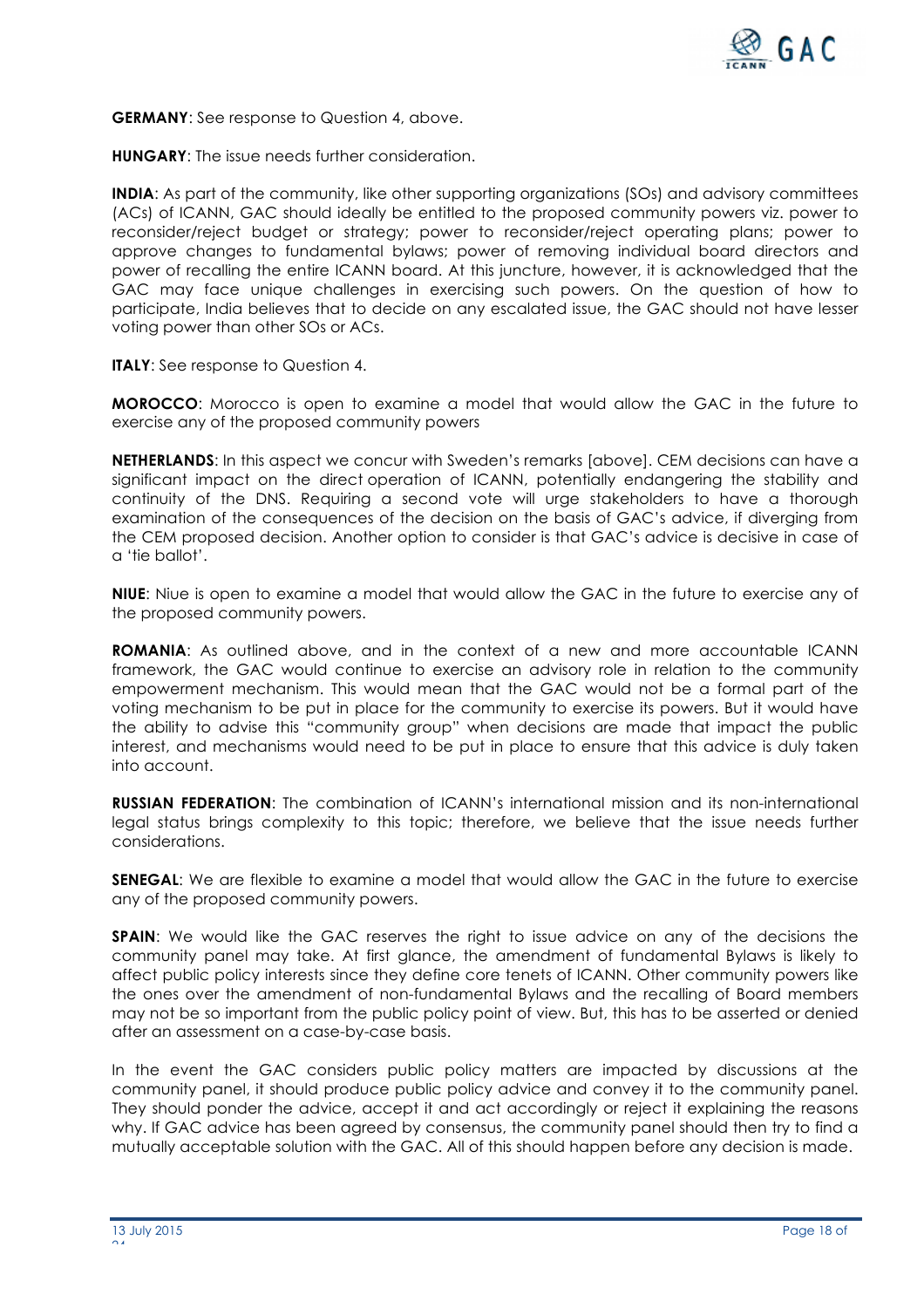**GERMANY**: See response to Question 4, above.

**HUNGARY**: The issue needs further consideration.

**INDIA**: As part of the community, like other supporting organizations (SOs) and advisory committees (ACs) of ICANN, GAC should ideally be entitled to the proposed community powers viz. power to reconsider/reject budget or strategy; power to reconsider/reject operating plans; power to approve changes to fundamental bylaws; power of removing individual board directors and power of recalling the entire ICANN board. At this juncture, however, it is acknowledged that the GAC may face unique challenges in exercising such powers. On the question of how to participate, India believes that to decide on any escalated issue, the GAC should not have lesser voting power than other SOs or ACs.

**ITALY**: See response to Question 4.

**MOROCCO**: Morocco is open to examine a model that would allow the GAC in the future to exercise any of the proposed community powers

**NETHERLANDS**: In this aspect we concur with Sweden's remarks [above]. CEM decisions can have a significant impact on the direct operation of ICANN, potentially endangering the stability and continuity of the DNS. Requiring a second vote will urge stakeholders to have a thorough examination of the consequences of the decision on the basis of GAC's advice, if diverging from the CEM proposed decision. Another option to consider is that GAC's advice is decisive in case of a 'tie ballot'.

**NIUE**: Niue is open to examine a model that would allow the GAC in the future to exercise any of the proposed community powers.

**ROMANIA**: As outlined above, and in the context of a new and more accountable ICANN framework, the GAC would continue to exercise an advisory role in relation to the community empowerment mechanism. This would mean that the GAC would not be a formal part of the voting mechanism to be put in place for the community to exercise its powers. But it would have the ability to advise this "community group" when decisions are made that impact the public interest, and mechanisms would need to be put in place to ensure that this advice is duly taken into account.

**RUSSIAN FEDERATION**: The combination of ICANN's international mission and its non-international legal status brings complexity to this topic; therefore, we believe that the issue needs further considerations.

**SENEGAL**: We are flexible to examine a model that would allow the GAC in the future to exercise any of the proposed community powers.

**SPAIN**: We would like the GAC reserves the right to issue advice on any of the decisions the community panel may take. At first glance, the amendment of fundamental Bylaws is likely to affect public policy interests since they define core tenets of ICANN. Other community powers like the ones over the amendment of non-fundamental Bylaws and the recalling of Board members may not be so important from the public policy point of view. But, this has to be asserted or denied after an assessment on a case-by-case basis.

In the event the GAC considers public policy matters are impacted by discussions at the community panel, it should produce public policy advice and convey it to the community panel. They should ponder the advice, accept it and act accordingly or reject it explaining the reasons why. If GAC advice has been agreed by consensus, the community panel should then try to find a mutually acceptable solution with the GAC. All of this should happen before any decision is made.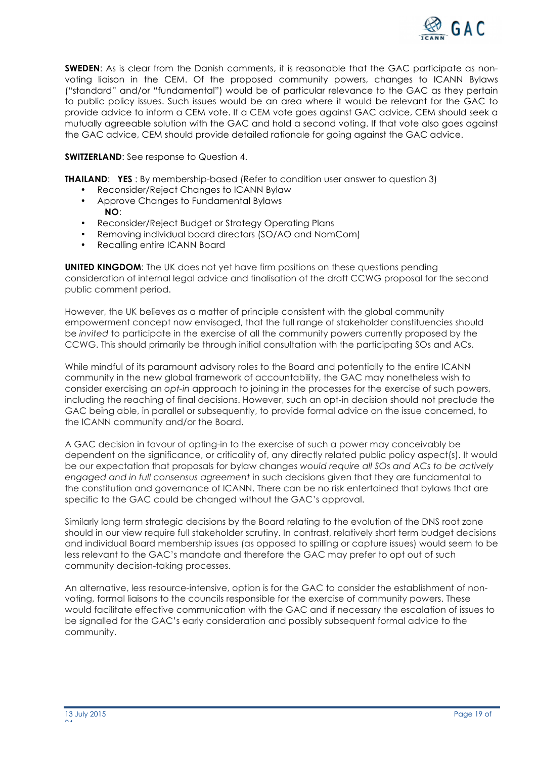**SWEDEN**: As is clear from the Danish comments, it is reasonable that the GAC participate as non-voting liaison in the CEM. Of the proposed community powers, changes to ICANN Bylaws ("standard" and/or "fundamental") would be of particular relevance to the GAC as they pertain to public policy issues. Such issues would be an area where it would be relevant for the GAC to provide advice to inform a CEM vote. If a CEM vote goes against GAC advice, CEM should seek a mutually agreeable solution with the GAC and hold a second voting. If that vote also goes against the GAC advice, CEM should provide detailed rationale for going against the GAC advice.

**SWITZERLAND**: See response to Question 4.

**THAILAND**: **YES** : By membership-based (Refer to condition user answer to question 3)

- Reconsider/Reject Changes to ICANN Bylaw
- Approve Changes to Fundamental Bylaws

**NO**:

- Reconsider/Reject Budget or Strategy Operating Plans
- Removing individual board directors (SO/AO and NomCom)
- Recalling entire ICANN Board

**UNITED KINGDOM**: The UK does not yet have firm positions on these questions pending consideration of internal legal advice and finalisation of the draft CCWG proposal for the second public comment period.

However, the UK believes as a matter of principle consistent with the global community empowerment concept now envisaged, that the full range of stakeholder constituencies should be *invited* to participate in the exercise of all the community powers currently proposed by the CCWG. This should be primarily be through initial consultation with the participating SOs and ACs.

While mindful of its paramount advisory roles to the Board and potentially to the entire ICANN community in the new global framework of accountability, the GAC may nonetheless wish to consider exercising an *opt-in* approach to joining in the processes for the exercise of such powers, including the reaching of final decisions. However, such an opt-in decision should not preclude the GAC being able, in parallel or subsequently, to provide formal advice on the issue concerned, to the ICANN community and/or the Board.

A GAC decision in favour of opting-in to the exercise of such a power may conceivably be dependent on the significance, or criticality of, any directly related public policy aspect(s). It would be our expectation that proposals for bylaw changes *would require all SOs and ACs to be actively engaged and in full consensus agreement* in such decisions given that they are fundamental to the constitution and governance of ICANN. There can be no risk entertained that bylaws that are specific to the GAC could be changed without the GAC's approval.

Similarly long term strategic decisions by the Board relating to the evolution of the DNS root zone should in our view require full stakeholder scrutiny. In contrast, relatively short term budget decisions and individual Board membership issues (as opposed to spilling or capture issues) would seem to be less relevant to the GAC's mandate and therefore the GAC may prefer to opt out of such community decision-taking processes.

An alternative, less resource-intensive, option is for the GAC to consider the establishment of non-voting, formal liaisons to the councils responsible for the exercise of community powers. These would facilitate effective communication with the GAC and if necessary the escalation of issues to be signalled for the GAC's early consideration and possibly subsequent formal advice to the community.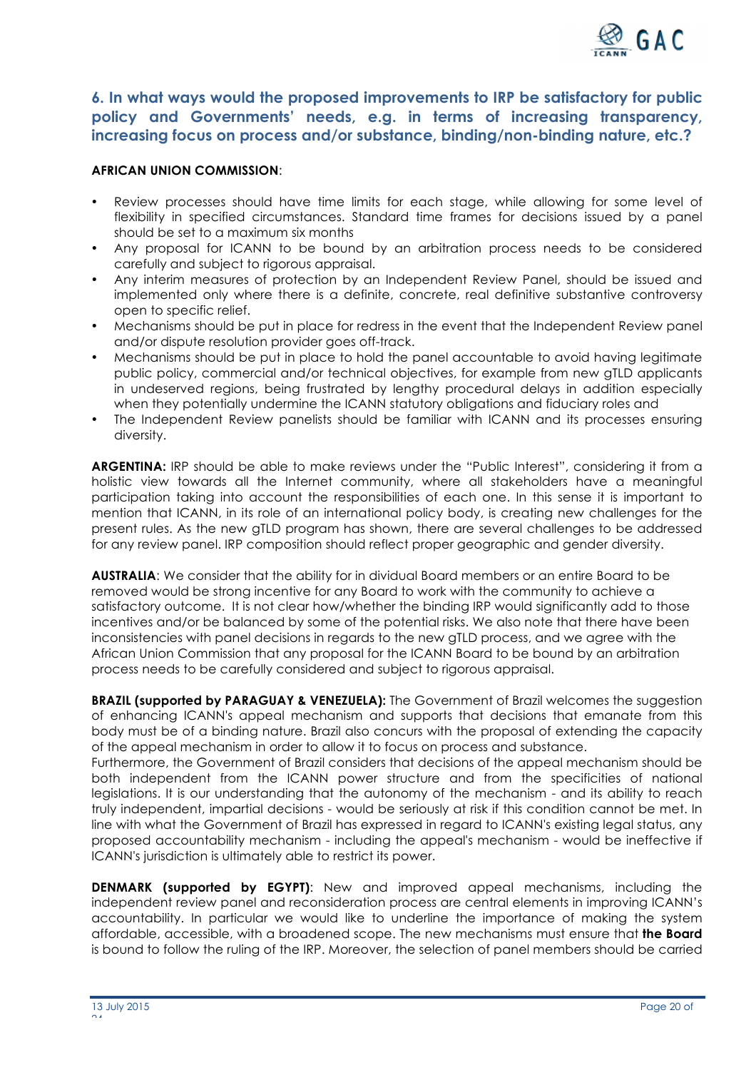## 6. In what ways would the proposed improvements to IRP be satisfactory for public policy and Governments' needs, e.g. in terms of increasing transparency, increasing focus on process and/or substance, binding/non-binding nature, etc.?

**AFRICAN UNION COMMISSION**:

- Review processes should have time limits for each stage, while allowing for some level of flexibility in specified circumstances. Standard time frames for decisions issued by a panel should be set to a maximum six months
- Any proposal for ICANN to be bound by an arbitration process needs to be considered carefully and subject to rigorous appraisal.
- Any interim measures of protection by an Independent Review Panel, should be issued and implemented only where there is a definite, concrete, real definitive substantive controversy open to specific relief.
- Mechanisms should be put in place for redress in the event that the Independent Review panel and/or dispute resolution provider goes off-track.
- Mechanisms should be put in place to hold the panel accountable to avoid having legitimate public policy, commercial and/or technical objectives, for example from new gTLD applicants in undeserved regions, being frustrated by lengthy procedural delays in addition especially when they potentially undermine the ICANN statutory obligations and fiduciary roles and
- The Independent Review panelists should be familiar with ICANN and its processes ensuring diversity.

**ARGENTINA:** IRP should be able to make reviews under the "Public Interest", considering it from a holistic view towards all the Internet community, where all stakeholders have a meaningful participation taking into account the responsibilities of each one. In this sense it is important to mention that ICANN, in its role of an international policy body, is creating new challenges for the present rules. As the new gTLD program has shown, there are several challenges to be addressed for any review panel. IRP composition should reflect proper geographic and gender diversity.

**AUSTRALIA**: We consider that the ability for in dividual Board members or an entire Board to be removed would be strong incentive for any Board to work with the community to achieve a satisfactory outcome. It is not clear how/whether the binding IRP would significantly add to those incentives and/or be balanced by some of the potential risks. We also note that there have been inconsistencies with panel decisions in regards to the new gTLD process, and we agree with the African Union Commission that any proposal for the ICANN Board to be bound by an arbitration process needs to be carefully considered and subject to rigorous appraisal.

**BRAZIL (supported by PARAGUAY & VENEZUELA):** The Government of Brazil welcomes the suggestion of enhancing ICANN's appeal mechanism and supports that decisions that emanate from this body must be of a binding nature. Brazil also concurs with the proposal of extending the capacity of the appeal mechanism in order to allow it to focus on process and substance.

Furthermore, the Government of Brazil considers that decisions of the appeal mechanism should be both independent from the ICANN power structure and from the specificities of national legislations. It is our understanding that the autonomy of the mechanism - and its ability to reach truly independent, impartial decisions - would be seriously at risk if this condition cannot be met. In line with what the Government of Brazil has expressed in regard to ICANN's existing legal status, any proposed accountability mechanism - including the appeal's mechanism - would be ineffective if ICANN's jurisdiction is ultimately able to restrict its power.

**DENMARK (supported by EGYPT)**: New and improved appeal mechanisms, including the independent review panel and reconsideration process are central elements in improving ICANN's accountability. In particular we would like to underline the importance of making the system affordable, accessible, with a broadened scope. The new mechanisms must ensure that **the Board** is bound to follow the ruling of the IRP. Moreover, the selection of panel members should be carried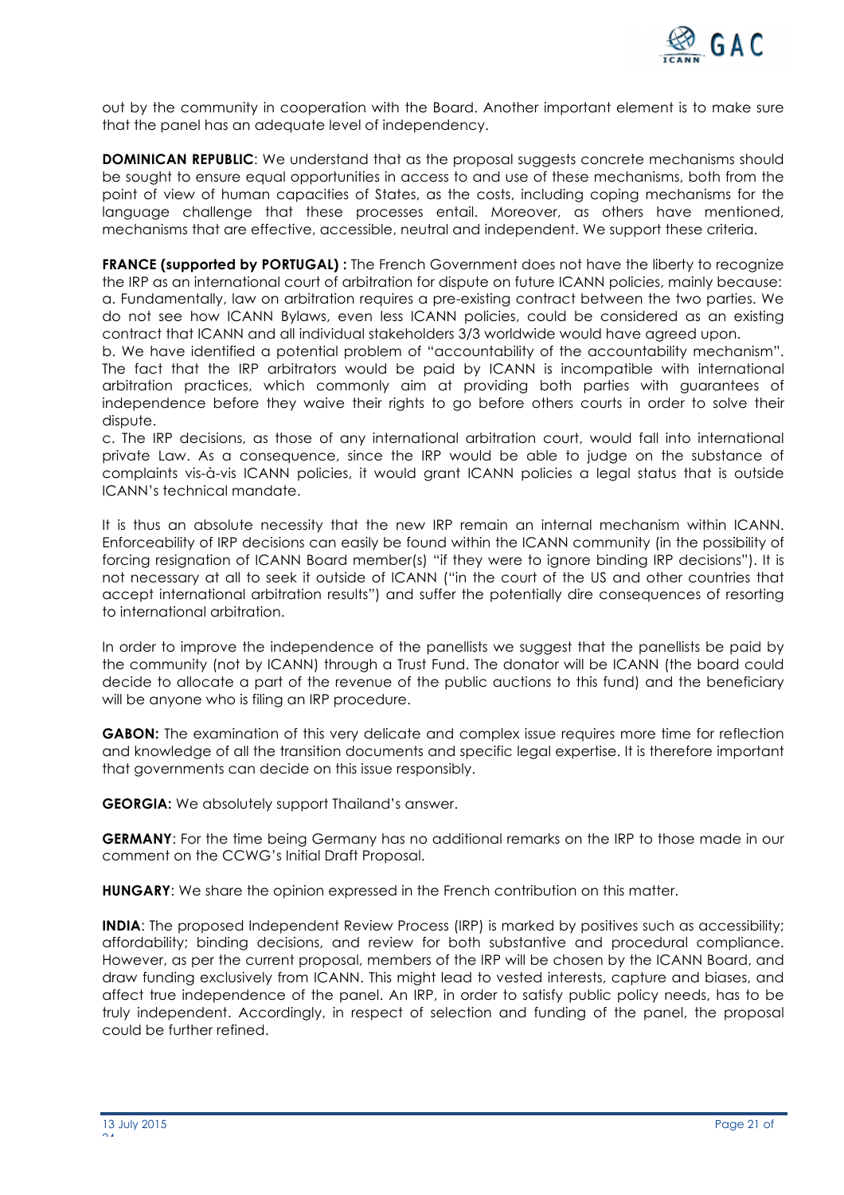out by the community in cooperation with the Board. Another important element is to make sure that the panel has an adequate level of independency.

**DOMINICAN REPUBLIC**: We understand that as the proposal suggests concrete mechanisms should be sought to ensure equal opportunities in access to and use of these mechanisms, both from the point of view of human capacities of States, as the costs, including coping mechanisms for the language challenge that these processes entail. Moreover, as others have mentioned, mechanisms that are effective, accessible, neutral and independent. We support these criteria.

**FRANCE (supported by PORTUGAL) :** The French Government does not have the liberty to recognize the IRP as an international court of arbitration for dispute on future ICANN policies, mainly because:
a. Fundamentally, law on arbitration requires a pre-existing contract between the two parties. We do not see how ICANN Bylaws, even less ICANN policies, could be considered as an existing contract that ICANN and all individual stakeholders 3/3 worldwide would have agreed upon.
b. We have identified a potential problem of "accountability of the accountability mechanism". The fact that the IRP arbitrators would be paid by ICANN is incompatible with international arbitration practices, which commonly aim at providing both parties with guarantees of independence before they waive their rights to go before others courts in order to solve their dispute.
c. The IRP decisions, as those of any international arbitration court, would fall into international private Law. As a consequence, since the IRP would be able to judge on the substance of complaints vis-à-vis ICANN policies, it would grant ICANN policies a legal status that is outside ICANN's technical mandate.

It is thus an absolute necessity that the new IRP remain an internal mechanism within ICANN. Enforceability of IRP decisions can easily be found within the ICANN community (in the possibility of forcing resignation of ICANN Board member(s) "if they were to ignore binding IRP decisions"). It is not necessary at all to seek it outside of ICANN ("in the court of the US and other countries that accept international arbitration results") and suffer the potentially dire consequences of resorting to international arbitration.

In order to improve the independence of the panellists we suggest that the panellists be paid by the community (not by ICANN) through a Trust Fund. The donator will be ICANN (the board could decide to allocate a part of the revenue of the public auctions to this fund) and the beneficiary will be anyone who is filing an IRP procedure.

**GABON:** The examination of this very delicate and complex issue requires more time for reflection and knowledge of all the transition documents and specific legal expertise. It is therefore important that governments can decide on this issue responsibly.

**GEORGIA:** We absolutely support Thailand's answer.

**GERMANY**: For the time being Germany has no additional remarks on the IRP to those made in our comment on the CCWG's Initial Draft Proposal.

**HUNGARY**: We share the opinion expressed in the French contribution on this matter.

**INDIA**: The proposed Independent Review Process (IRP) is marked by positives such as accessibility; affordability; binding decisions, and review for both substantive and procedural compliance. However, as per the current proposal, members of the IRP will be chosen by the ICANN Board, and draw funding exclusively from ICANN. This might lead to vested interests, capture and biases, and affect true independence of the panel. An IRP, in order to satisfy public policy needs, has to be truly independent. Accordingly, in respect of selection and funding of the panel, the proposal could be further refined.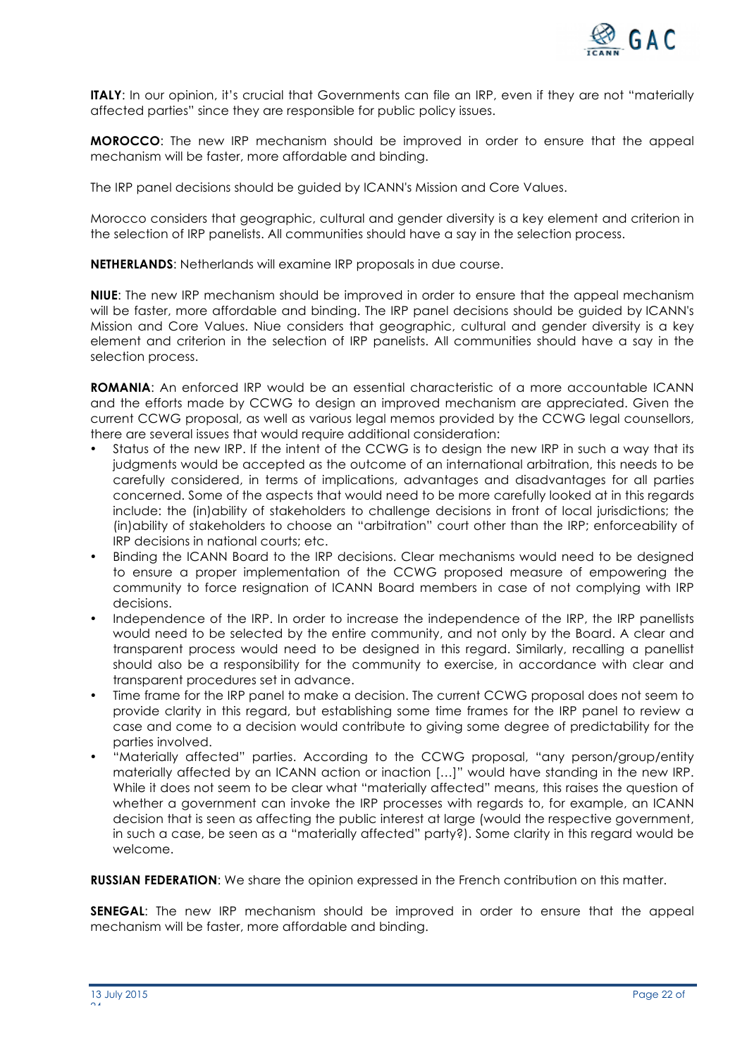**ITALY**: In our opinion, it's crucial that Governments can file an IRP, even if they are not "materially affected parties" since they are responsible for public policy issues.

**MOROCCO**: The new IRP mechanism should be improved in order to ensure that the appeal mechanism will be faster, more affordable and binding.

The IRP panel decisions should be guided by ICANN's Mission and Core Values.

Morocco considers that geographic, cultural and gender diversity is a key element and criterion in the selection of IRP panelists. All communities should have a say in the selection process.

**NETHERLANDS**: Netherlands will examine IRP proposals in due course.

**NIUE**: The new IRP mechanism should be improved in order to ensure that the appeal mechanism will be faster, more affordable and binding. The IRP panel decisions should be guided by ICANN's Mission and Core Values. Niue considers that geographic, cultural and gender diversity is a key element and criterion in the selection of IRP panelists. All communities should have a say in the selection process.

**ROMANIA**: An enforced IRP would be an essential characteristic of a more accountable ICANN and the efforts made by CCWG to design an improved mechanism are appreciated. Given the current CCWG proposal, as well as various legal memos provided by the CCWG legal counsellors, there are several issues that would require additional consideration:

- Status of the new IRP. If the intent of the CCWG is to design the new IRP in such a way that its judgments would be accepted as the outcome of an international arbitration, this needs to be carefully considered, in terms of implications, advantages and disadvantages for all parties concerned. Some of the aspects that would need to be more carefully looked at in this regards include: the (in)ability of stakeholders to challenge decisions in front of local jurisdictions; the (in)ability of stakeholders to choose an "arbitration" court other than the IRP; enforceability of IRP decisions in national courts; etc.
- Binding the ICANN Board to the IRP decisions. Clear mechanisms would need to be designed to ensure a proper implementation of the CCWG proposed measure of empowering the community to force resignation of ICANN Board members in case of not complying with IRP decisions.
- Independence of the IRP. In order to increase the independence of the IRP, the IRP panellists would need to be selected by the entire community, and not only by the Board. A clear and transparent process would need to be designed in this regard. Similarly, recalling a panellist should also be a responsibility for the community to exercise, in accordance with clear and transparent procedures set in advance.
- Time frame for the IRP panel to make a decision. The current CCWG proposal does not seem to provide clarity in this regard, but establishing some time frames for the IRP panel to review a case and come to a decision would contribute to giving some degree of predictability for the parties involved.
- "Materially affected" parties. According to the CCWG proposal, "any person/group/entity materially affected by an ICANN action or inaction […]" would have standing in the new IRP. While it does not seem to be clear what "materially affected" means, this raises the question of whether a government can invoke the IRP processes with regards to, for example, an ICANN decision that is seen as affecting the public interest at large (would the respective government, in such a case, be seen as a "materially affected" party?). Some clarity in this regard would be welcome.

**RUSSIAN FEDERATION**: We share the opinion expressed in the French contribution on this matter.

**SENEGAL**: The new IRP mechanism should be improved in order to ensure that the appeal mechanism will be faster, more affordable and binding.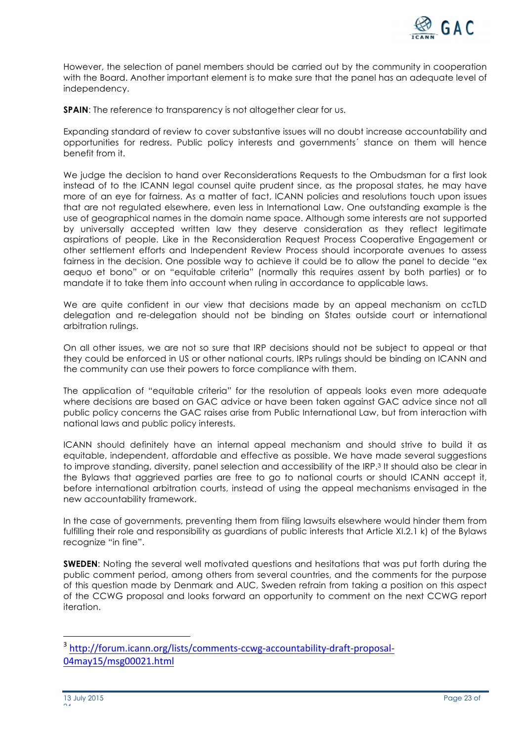However, the selection of panel members should be carried out by the community in cooperation with the Board. Another important element is to make sure that the panel has an adequate level of independency.

**SPAIN**: The reference to transparency is not altogether clear for us.

Expanding standard of review to cover substantive issues will no doubt increase accountability and opportunities for redress. Public policy interests and governments´ stance on them will hence benefit from it.

We judge the decision to hand over Reconsiderations Requests to the Ombudsman for a first look instead of to the ICANN legal counsel quite prudent since, as the proposal states, he may have more of an eye for fairness. As a matter of fact, ICANN policies and resolutions touch upon issues that are not regulated elsewhere, even less in International Law. One outstanding example is the use of geographical names in the domain name space. Although some interests are not supported by universally accepted written law they deserve consideration as they reflect legitimate aspirations of people. Like in the Reconsideration Request Process Cooperative Engagement or other settlement efforts and Independent Review Process should incorporate avenues to assess fairness in the decision. One possible way to achieve it could be to allow the panel to decide "ex aequo et bono" or on "equitable criteria" (normally this requires assent by both parties) or to mandate it to take them into account when ruling in accordance to applicable laws.

We are quite confident in our view that decisions made by an appeal mechanism on ccTLD delegation and re-delegation should not be binding on States outside court or international arbitration rulings.

On all other issues, we are not so sure that IRP decisions should not be subject to appeal or that they could be enforced in US or other national courts. IRPs rulings should be binding on ICANN and the community can use their powers to force compliance with them.

The application of "equitable criteria" for the resolution of appeals looks even more adequate where decisions are based on GAC advice or have been taken against GAC advice since not all public policy concerns the GAC raises arise from Public International Law, but from interaction with national laws and public policy interests.

ICANN should definitely have an internal appeal mechanism and should strive to build it as equitable, independent, affordable and effective as possible. We have made several suggestions to improve standing, diversity, panel selection and accessibility of the IRP.[3] It should also be clear in the Bylaws that aggrieved parties are free to go to national courts or should ICANN accept it, before international arbitration courts, instead of using the appeal mechanisms envisaged in the new accountability framework.

In the case of governments, preventing them from filing lawsuits elsewhere would hinder them from fulfilling their role and responsibility as guardians of public interests that Article XI.2.1 k) of the Bylaws recognize "in fine".

**SWEDEN**: Noting the several well motivated questions and hesitations that was put forth during the public comment period, among others from several countries, and the comments for the purpose of this question made by Denmark and AUC, Sweden refrain from taking a position on this aspect of the CCWG proposal and looks forward an opportunity to comment on the next CCWG report iteration.

---

[3] http://forum.icann.org/lists/comments-ccwg-accountability-draft-proposal-04may15/msg00021.html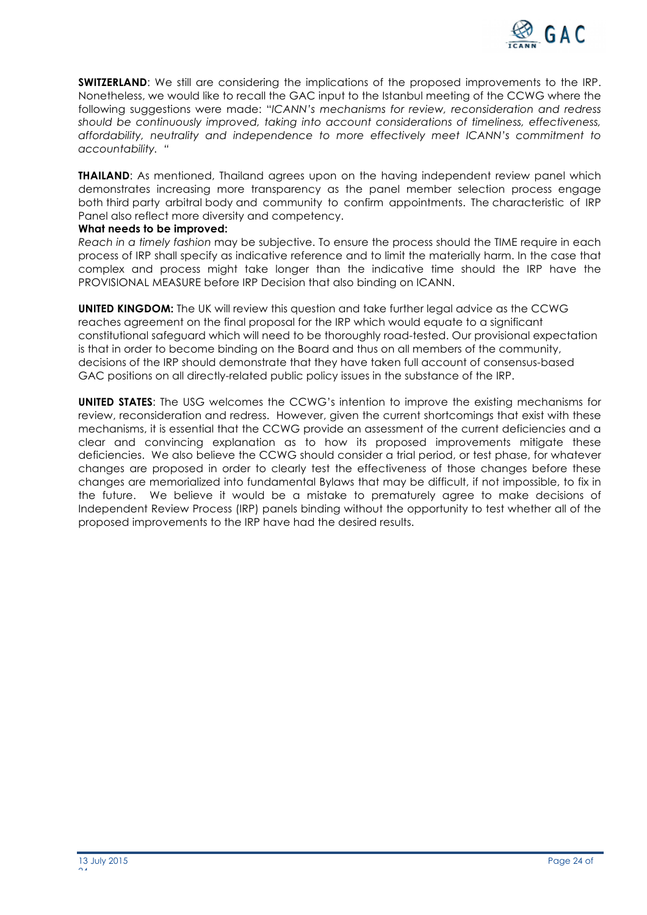**SWITZERLAND**: We still are considering the implications of the proposed improvements to the IRP. Nonetheless, we would like to recall the GAC input to the Istanbul meeting of the CCWG where the following suggestions were made: "*ICANN's mechanisms for review, reconsideration and redress should be continuously improved, taking into account considerations of timeliness, effectiveness, affordability, neutrality and independence to more effectively meet ICANN's commitment to accountability.* "

**THAILAND**: As mentioned, Thailand agrees upon on the having independent review panel which demonstrates increasing more transparency as the panel member selection process engage both third party arbitral body and community to confirm appointments. The characteristic of IRP Panel also reflect more diversity and competency.

**What needs to be improved:**

*Reach in a timely fashion* may be subjective. To ensure the process should the TIME require in each process of IRP shall specify as indicative reference and to limit the materially harm. In the case that complex and process might take longer than the indicative time should the IRP have the PROVISIONAL MEASURE before IRP Decision that also binding on ICANN.

**UNITED KINGDOM:** The UK will review this question and take further legal advice as the CCWG reaches agreement on the final proposal for the IRP which would equate to a significant constitutional safeguard which will need to be thoroughly road-tested. Our provisional expectation is that in order to become binding on the Board and thus on all members of the community, decisions of the IRP should demonstrate that they have taken full account of consensus-based GAC positions on all directly-related public policy issues in the substance of the IRP.

**UNITED STATES**: The USG welcomes the CCWG's intention to improve the existing mechanisms for review, reconsideration and redress. However, given the current shortcomings that exist with these mechanisms, it is essential that the CCWG provide an assessment of the current deficiencies and a clear and convincing explanation as to how its proposed improvements mitigate these deficiencies. We also believe the CCWG should consider a trial period, or test phase, for whatever changes are proposed in order to clearly test the effectiveness of those changes before these changes are memorialized into fundamental Bylaws that may be difficult, if not impossible, to fix in the future. We believe it would be a mistake to prematurely agree to make decisions of Independent Review Process (IRP) panels binding without the opportunity to test whether all of the proposed improvements to the IRP have had the desired results.